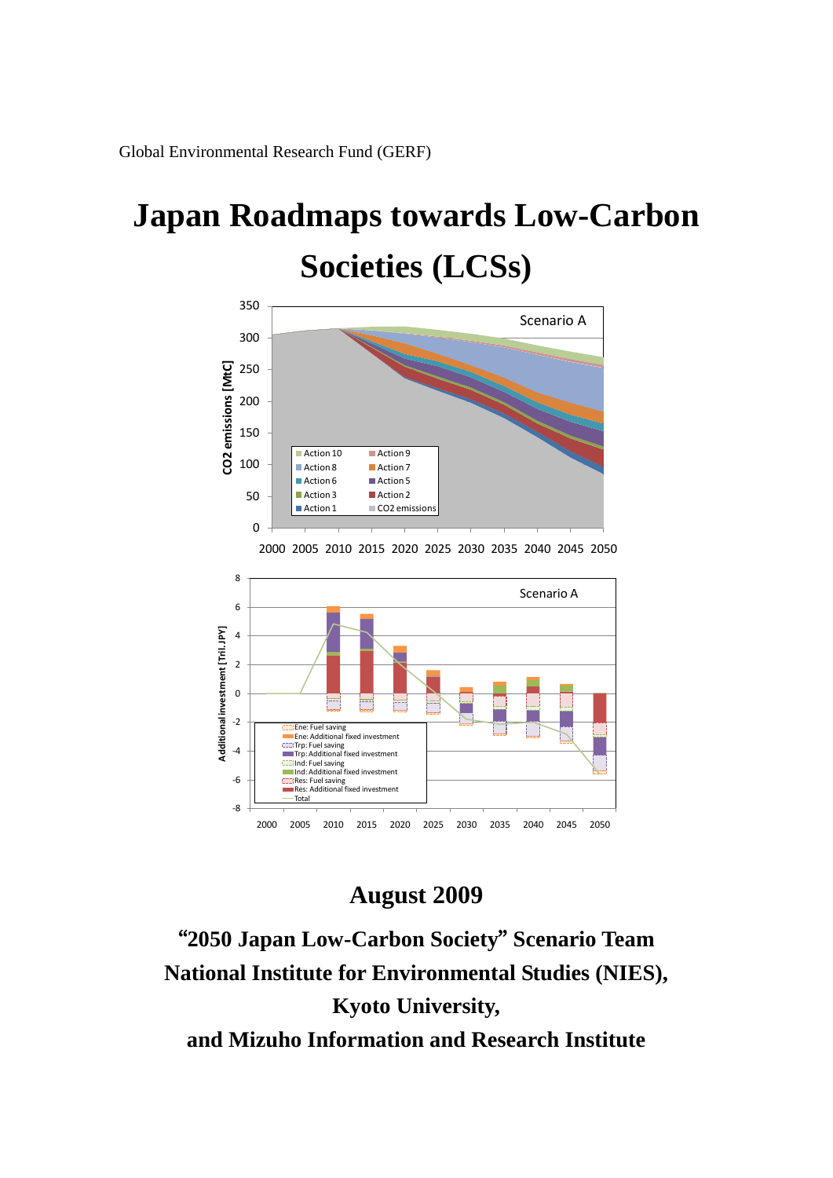Global Environmental Research Fund (GERF)

# Japan Roadmaps towards Low-Carbon Societies (LCSs)

## August 2009

**"2050 Japan Low-Carbon Society" Scenario Team**

**National Institute for Environmental Studies (NIES),**

**Kyoto University,**

**and Mizuho Information and Research Institute**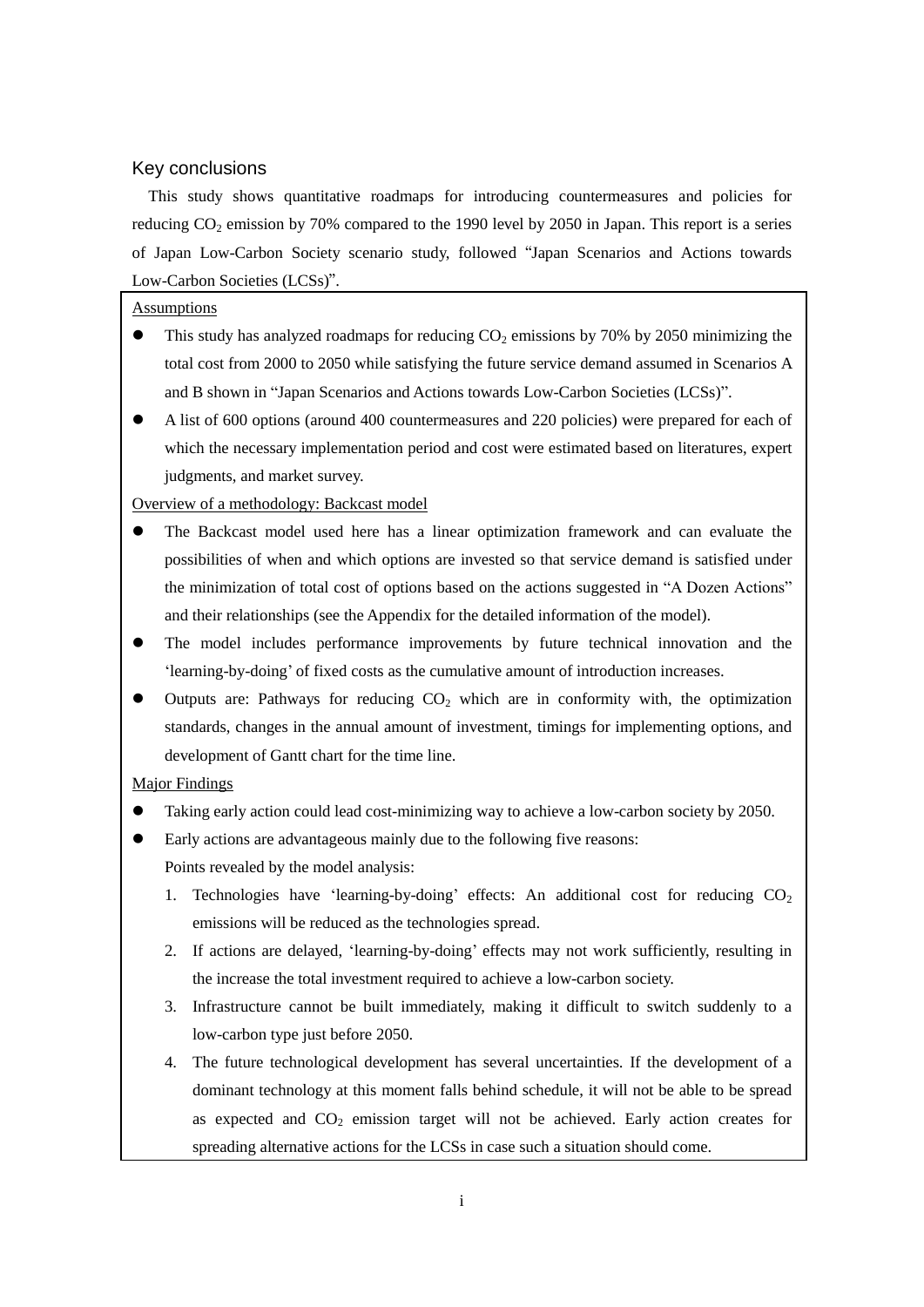## Key conclusions

This study shows quantitative roadmaps for introducing countermeasures and policies for reducing $CO_2$ emission by 70% compared to the 1990 level by 2050 in Japan. This report is a series of Japan Low-Carbon Society scenario study, followed "Japan Scenarios and Actions towards Low-Carbon Societies (LCSs)".

<u>Assumptions</u>

- This study has analyzed roadmaps for reducing $CO_2$ emissions by 70% by 2050 minimizing the total cost from 2000 to 2050 while satisfying the future service demand assumed in Scenarios A and B shown in "Japan Scenarios and Actions towards Low-Carbon Societies (LCSs)".
- A list of 600 options (around 400 countermeasures and 220 policies) were prepared for each of which the necessary implementation period and cost were estimated based on literatures, expert judgments, and market survey.

<u>Overview of a methodology: Backcast model</u>

- The Backcast model used here has a linear optimization framework and can evaluate the possibilities of when and which options are invested so that service demand is satisfied under the minimization of total cost of options based on the actions suggested in "A Dozen Actions" and their relationships (see the Appendix for the detailed information of the model).
- The model includes performance improvements by future technical innovation and the 'learning-by-doing' of fixed costs as the cumulative amount of introduction increases.
- Outputs are: Pathways for reducing $CO_2$ which are in conformity with, the optimization standards, changes in the annual amount of investment, timings for implementing options, and development of Gantt chart for the time line.

<u>Major Findings</u>

- Taking early action could lead cost-minimizing way to achieve a low-carbon society by 2050.
- Early actions are advantageous mainly due to the following five reasons:

  Points revealed by the model analysis:

  1. Technologies have 'learning-by-doing' effects: An additional cost for reducing $CO_2$ emissions will be reduced as the technologies spread.
  2. If actions are delayed, 'learning-by-doing' effects may not work sufficiently, resulting in the increase the total investment required to achieve a low-carbon society.
  3. Infrastructure cannot be built immediately, making it difficult to switch suddenly to a low-carbon type just before 2050.
  4. The future technological development has several uncertainties. If the development of a dominant technology at this moment falls behind schedule, it will not be able to be spread as expected and $CO_2$ emission target will not be achieved. Early action creates for spreading alternative actions for the LCSs in case such a situation should come.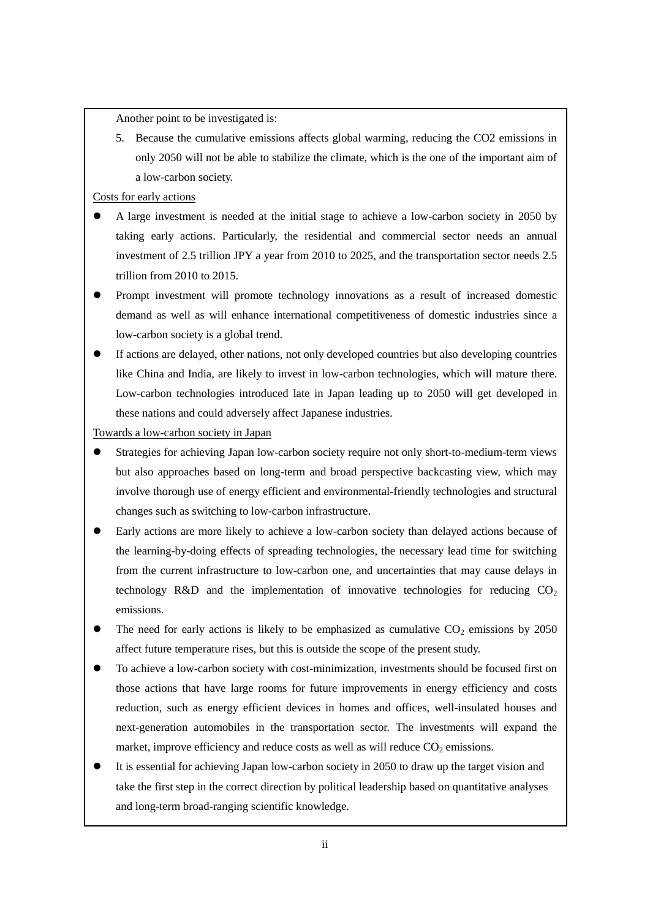Another point to be investigated is:

5. Because the cumulative emissions affects global warming, reducing the CO2 emissions in only 2050 will not be able to stabilize the climate, which is the one of the important aim of a low-carbon society.

Costs for early actions

- A large investment is needed at the initial stage to achieve a low-carbon society in 2050 by taking early actions. Particularly, the residential and commercial sector needs an annual investment of 2.5 trillion JPY a year from 2010 to 2025, and the transportation sector needs 2.5 trillion from 2010 to 2015.
- Prompt investment will promote technology innovations as a result of increased domestic demand as well as will enhance international competitiveness of domestic industries since a low-carbon society is a global trend.
- If actions are delayed, other nations, not only developed countries but also developing countries like China and India, are likely to invest in low-carbon technologies, which will mature there. Low-carbon technologies introduced late in Japan leading up to 2050 will get developed in these nations and could adversely affect Japanese industries.

Towards a low-carbon society in Japan

- Strategies for achieving Japan low-carbon society require not only short-to-medium-term views but also approaches based on long-term and broad perspective backcasting view, which may involve thorough use of energy efficient and environmental-friendly technologies and structural changes such as switching to low-carbon infrastructure.
- Early actions are more likely to achieve a low-carbon society than delayed actions because of the learning-by-doing effects of spreading technologies, the necessary lead time for switching from the current infrastructure to low-carbon one, and uncertainties that may cause delays in technology R&D and the implementation of innovative technologies for reducing $CO_2$ emissions.
- The need for early actions is likely to be emphasized as cumulative $CO_2$ emissions by 2050 affect future temperature rises, but this is outside the scope of the present study.
- To achieve a low-carbon society with cost-minimization, investments should be focused first on those actions that have large rooms for future improvements in energy efficiency and costs reduction, such as energy efficient devices in homes and offices, well-insulated houses and next-generation automobiles in the transportation sector. The investments will expand the market, improve efficiency and reduce costs as well as will reduce $CO_2$ emissions.
- It is essential for achieving Japan low-carbon society in 2050 to draw up the target vision and take the first step in the correct direction by political leadership based on quantitative analyses and long-term broad-ranging scientific knowledge.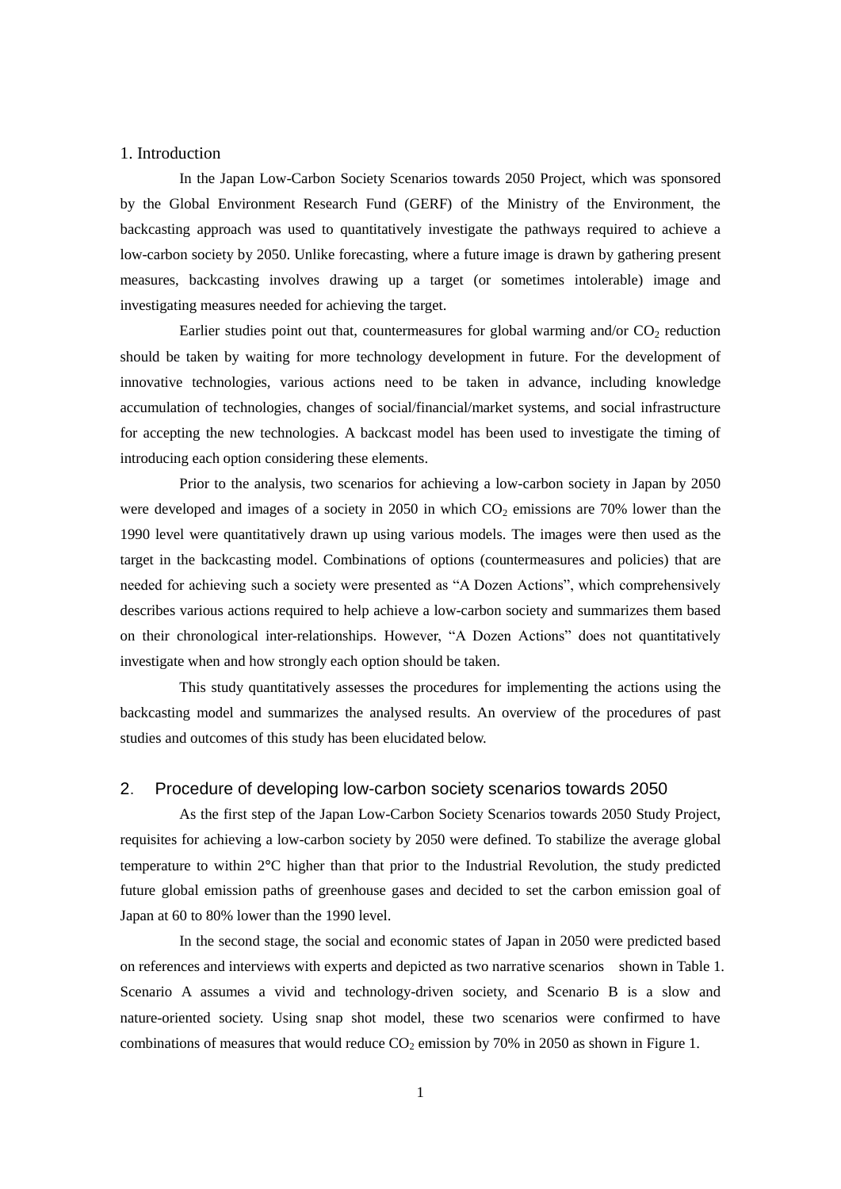## 1. Introduction

In the Japan Low-Carbon Society Scenarios towards 2050 Project, which was sponsored by the Global Environment Research Fund (GERF) of the Ministry of the Environment, the backcasting approach was used to quantitatively investigate the pathways required to achieve a low-carbon society by 2050. Unlike forecasting, where a future image is drawn by gathering present measures, backcasting involves drawing up a target (or sometimes intolerable) image and investigating measures needed for achieving the target.

Earlier studies point out that, countermeasures for global warming and/or $CO_2$ reduction should be taken by waiting for more technology development in future. For the development of innovative technologies, various actions need to be taken in advance, including knowledge accumulation of technologies, changes of social/financial/market systems, and social infrastructure for accepting the new technologies. A backcast model has been used to investigate the timing of introducing each option considering these elements.

Prior to the analysis, two scenarios for achieving a low-carbon society in Japan by 2050 were developed and images of a society in 2050 in which $CO_2$ emissions are 70% lower than the 1990 level were quantitatively drawn up using various models. The images were then used as the target in the backcasting model. Combinations of options (countermeasures and policies) that are needed for achieving such a society were presented as “A Dozen Actions”, which comprehensively describes various actions required to help achieve a low-carbon society and summarizes them based on their chronological inter-relationships. However, “A Dozen Actions” does not quantitatively investigate when and how strongly each option should be taken.

This study quantitatively assesses the procedures for implementing the actions using the backcasting model and summarizes the analysed results. An overview of the procedures of past studies and outcomes of this study has been elucidated below.

## 2. Procedure of developing low-carbon society scenarios towards 2050

As the first step of the Japan Low-Carbon Society Scenarios towards 2050 Study Project, requisites for achieving a low-carbon society by 2050 were defined. To stabilize the average global temperature to within 2°C higher than that prior to the Industrial Revolution, the study predicted future global emission paths of greenhouse gases and decided to set the carbon emission goal of Japan at 60 to 80% lower than the 1990 level.

In the second stage, the social and economic states of Japan in 2050 were predicted based on references and interviews with experts and depicted as two narrative scenarios shown in Table 1. Scenario A assumes a vivid and technology-driven society, and Scenario B is a slow and nature-oriented society. Using snap shot model, these two scenarios were confirmed to have combinations of measures that would reduce $CO_2$ emission by 70% in 2050 as shown in Figure 1.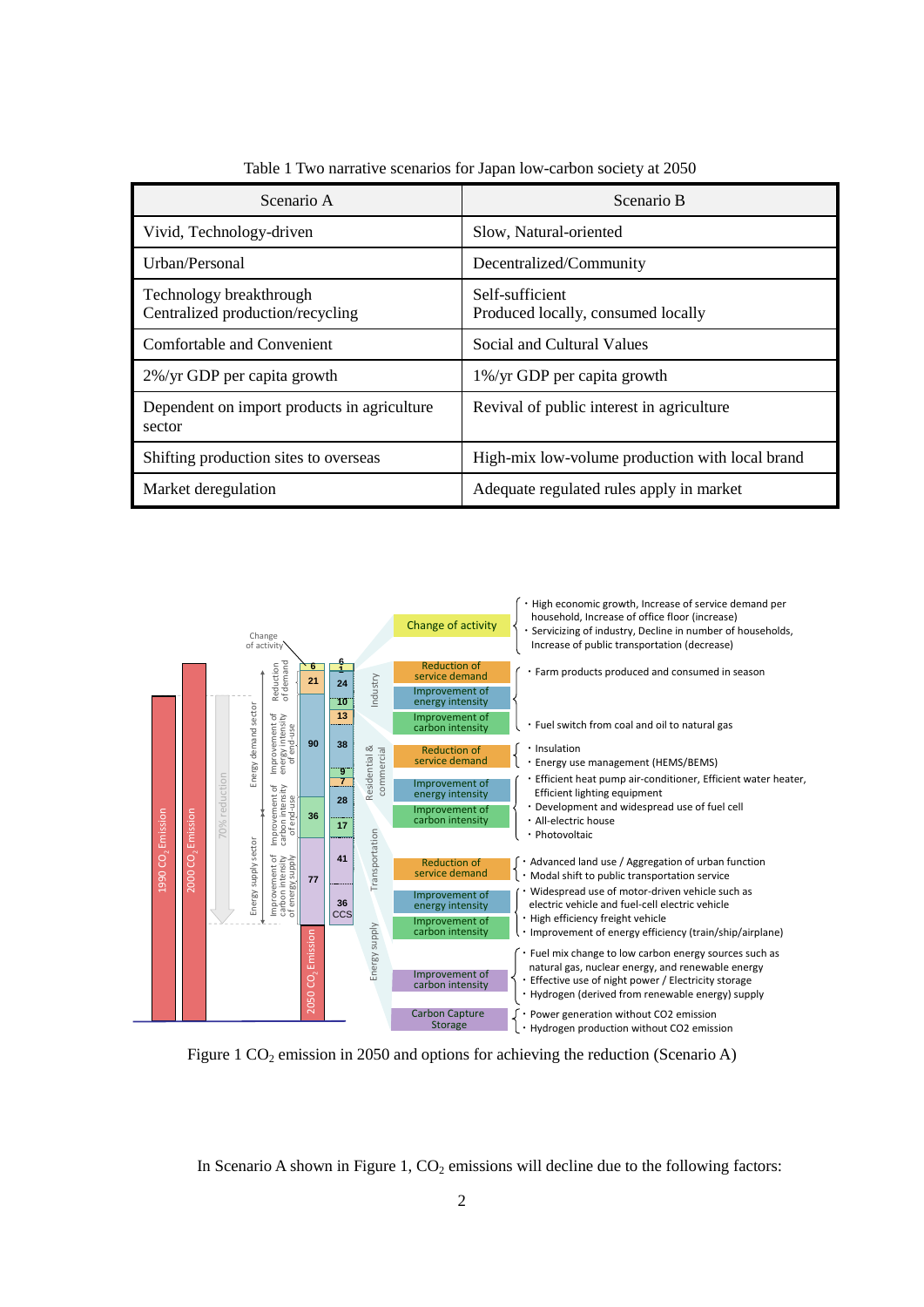Table 1 Two narrative scenarios for Japan low-carbon society at 2050

| Scenario A | Scenario B |
|---|---|
| Vivid, Technology-driven | Slow, Natural-oriented |
| Urban/Personal | Decentralized/Community |
| Technology breakthrough<br>Centralized production/recycling | Self-sufficient<br>Produced locally, consumed locally |
| Comfortable and Convenient | Social and Cultural Values |
| 2%/yr GDP per capita growth | 1%/yr GDP per capita growth |
| Dependent on import products in agriculture sector | Revival of public interest in agriculture |
| Shifting production sites to overseas | High-mix low-volume production with local brand |
| Market deregulation | Adequate regulated rules apply in market |

**Change of activity**
- High economic growth, Increase of service demand per household, Increase of office floor (increase)
- Servicizing of industry, Decline in number of households, Increase of public transportation (decrease)

**Industry**
- Reduction of service demand / Improvement of energy intensity: Farm products produced and consumed in season
- Improvement of carbon intensity: Fuel switch from coal and oil to natural gas

**Residential & commercial**
- Reduction of service demand: Insulation; Energy use management (HEMS/BEMS)
- Improvement of energy intensity: Efficient heat pump air-conditioner, Efficient water heater, Efficient lighting equipment
- Improvement of carbon intensity: Development and widespread use of fuel cell; All-electric house; Photovoltaic

**Transportation**
- Reduction of service demand: Advanced land use / Aggregation of urban function; Modal shift to public transportation service
- Improvement of energy intensity / Improvement of carbon intensity: Widespread use of motor-driven vehicle such as electric vehicle and fuel-cell electric vehicle; High efficiency freight vehicle; Improvement of energy efficiency (train/ship/airplane)

**Energy supply**
- Improvement of carbon intensity: Fuel mix change to low carbon energy sources such as natural gas, nuclear energy, and renewable energy; Effective use of night power / Electricity storage; Hydrogen (derived from renewable energy) supply
- Carbon Capture Storage: Power generation without CO2 emission; Hydrogen production without CO2 emission

Figure 1 $CO_2$ emission in 2050 and options for achieving the reduction (Scenario A)

In Scenario A shown in Figure 1, $CO_2$ emissions will decline due to the following factors: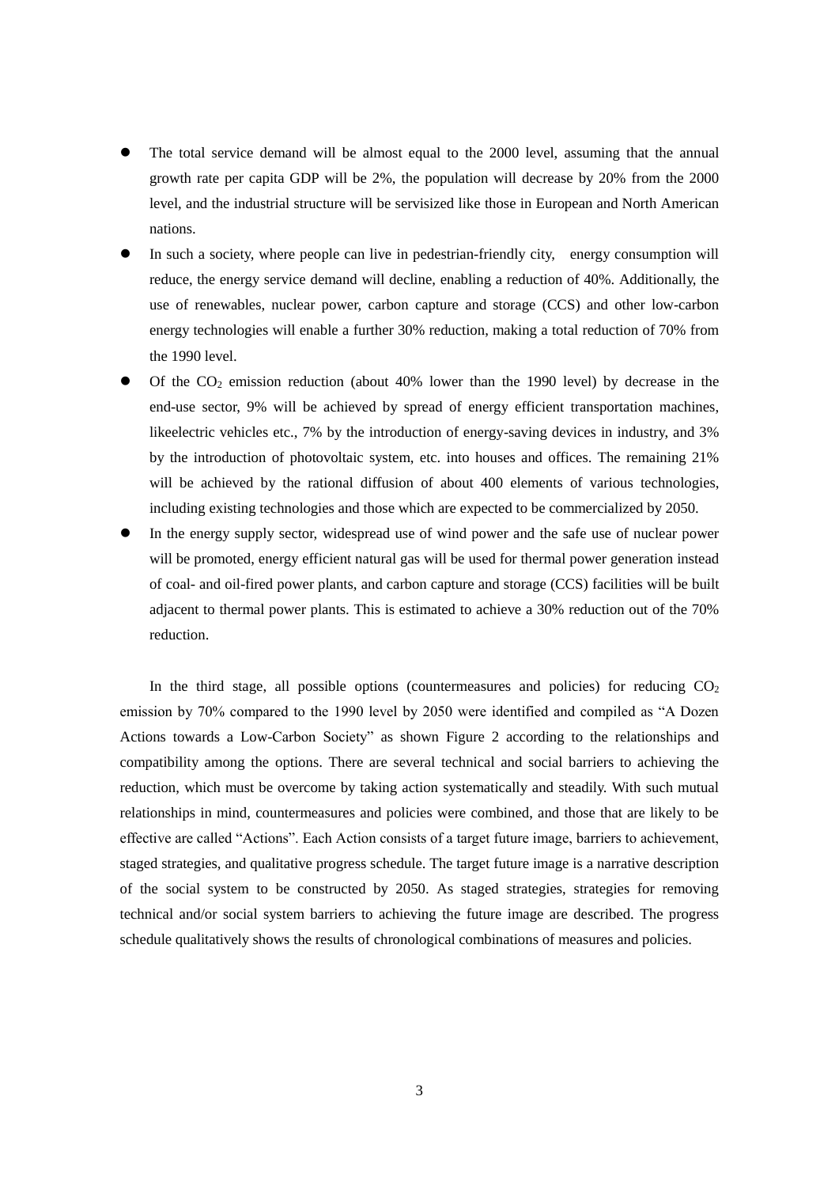- The total service demand will be almost equal to the 2000 level, assuming that the annual growth rate per capita GDP will be 2%, the population will decrease by 20% from the 2000 level, and the industrial structure will be servisized like those in European and North American nations.
- In such a society, where people can live in pedestrian-friendly city, energy consumption will reduce, the energy service demand will decline, enabling a reduction of 40%. Additionally, the use of renewables, nuclear power, carbon capture and storage (CCS) and other low-carbon energy technologies will enable a further 30% reduction, making a total reduction of 70% from the 1990 level.
- Of the $CO_2$ emission reduction (about 40% lower than the 1990 level) by decrease in the end-use sector, 9% will be achieved by spread of energy efficient transportation machines, likeelectric vehicles etc., 7% by the introduction of energy-saving devices in industry, and 3% by the introduction of photovoltaic system, etc. into houses and offices. The remaining 21% will be achieved by the rational diffusion of about 400 elements of various technologies, including existing technologies and those which are expected to be commercialized by 2050.
- In the energy supply sector, widespread use of wind power and the safe use of nuclear power will be promoted, energy efficient natural gas will be used for thermal power generation instead of coal- and oil-fired power plants, and carbon capture and storage (CCS) facilities will be built adjacent to thermal power plants. This is estimated to achieve a 30% reduction out of the 70% reduction.

In the third stage, all possible options (countermeasures and policies) for reducing $CO_2$ emission by 70% compared to the 1990 level by 2050 were identified and compiled as "A Dozen Actions towards a Low-Carbon Society" as shown Figure 2 according to the relationships and compatibility among the options. There are several technical and social barriers to achieving the reduction, which must be overcome by taking action systematically and steadily. With such mutual relationships in mind, countermeasures and policies were combined, and those that are likely to be effective are called "Actions". Each Action consists of a target future image, barriers to achievement, staged strategies, and qualitative progress schedule. The target future image is a narrative description of the social system to be constructed by 2050. As staged strategies, strategies for removing technical and/or social system barriers to achieving the future image are described. The progress schedule qualitatively shows the results of chronological combinations of measures and policies.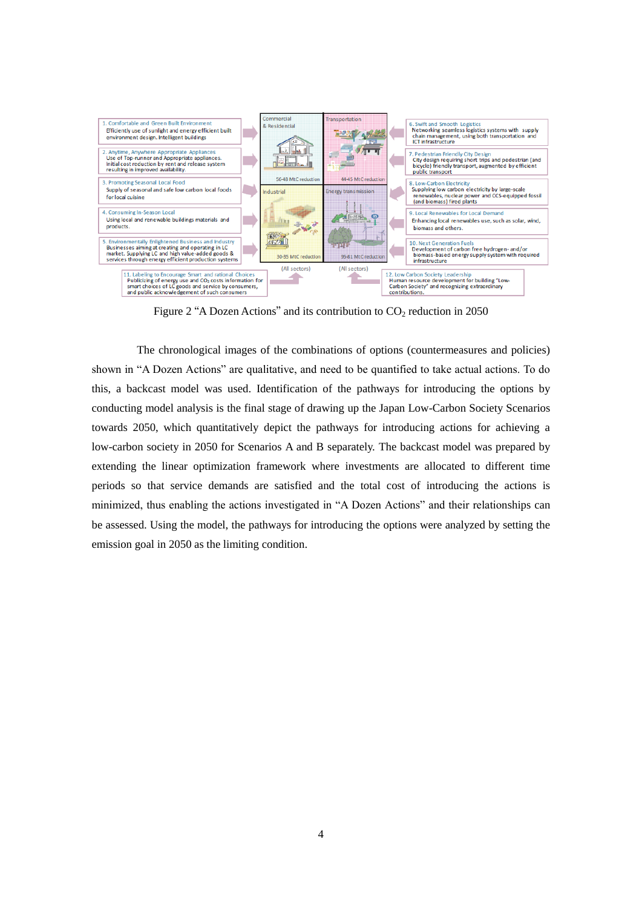Figure 2 “A Dozen Actions” and its contribution to $CO_2$ reduction in 2050

The chronological images of the combinations of options (countermeasures and policies) shown in “A Dozen Actions” are qualitative, and need to be quantified to take actual actions. To do this, a backcast model was used. Identification of the pathways for introducing the options by conducting model analysis is the final stage of drawing up the Japan Low-Carbon Society Scenarios towards 2050, which quantitatively depict the pathways for introducing actions for achieving a low-carbon society in 2050 for Scenarios A and B separately. The backcast model was prepared by extending the linear optimization framework where investments are allocated to different time periods so that service demands are satisfied and the total cost of introducing the actions is minimized, thus enabling the actions investigated in “A Dozen Actions” and their relationships can be assessed. Using the model, the pathways for introducing the options were analyzed by setting the emission goal in 2050 as the limiting condition.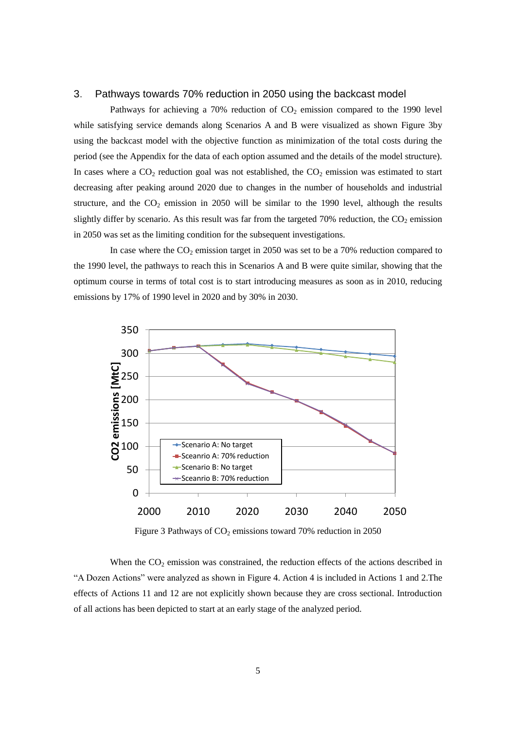## 3. Pathways towards 70% reduction in 2050 using the backcast model

Pathways for achieving a 70% reduction of $CO_2$ emission compared to the 1990 level while satisfying service demands along Scenarios A and B were visualized as shown Figure 3by using the backcast model with the objective function as minimization of the total costs during the period (see the Appendix for the data of each option assumed and the details of the model structure). In cases where a $CO_2$ reduction goal was not established, the $CO_2$ emission was estimated to start decreasing after peaking around 2020 due to changes in the number of households and industrial structure, and the $CO_2$ emission in 2050 will be similar to the 1990 level, although the results slightly differ by scenario. As this result was far from the targeted 70% reduction, the $CO_2$ emission in 2050 was set as the limiting condition for the subsequent investigations.

In case where the $CO_2$ emission target in 2050 was set to be a 70% reduction compared to the 1990 level, the pathways to reach this in Scenarios A and B were quite similar, showing that the optimum course in terms of total cost is to start introducing measures as soon as in 2010, reducing emissions by 17% of 1990 level in 2020 and by 30% in 2030.

Figure 3 Pathways of $CO_2$ emissions toward 70% reduction in 2050

When the $CO_2$ emission was constrained, the reduction effects of the actions described in "A Dozen Actions" were analyzed as shown in Figure 4. Action 4 is included in Actions 1 and 2.The effects of Actions 11 and 12 are not explicitly shown because they are cross sectional. Introduction of all actions has been depicted to start at an early stage of the analyzed period.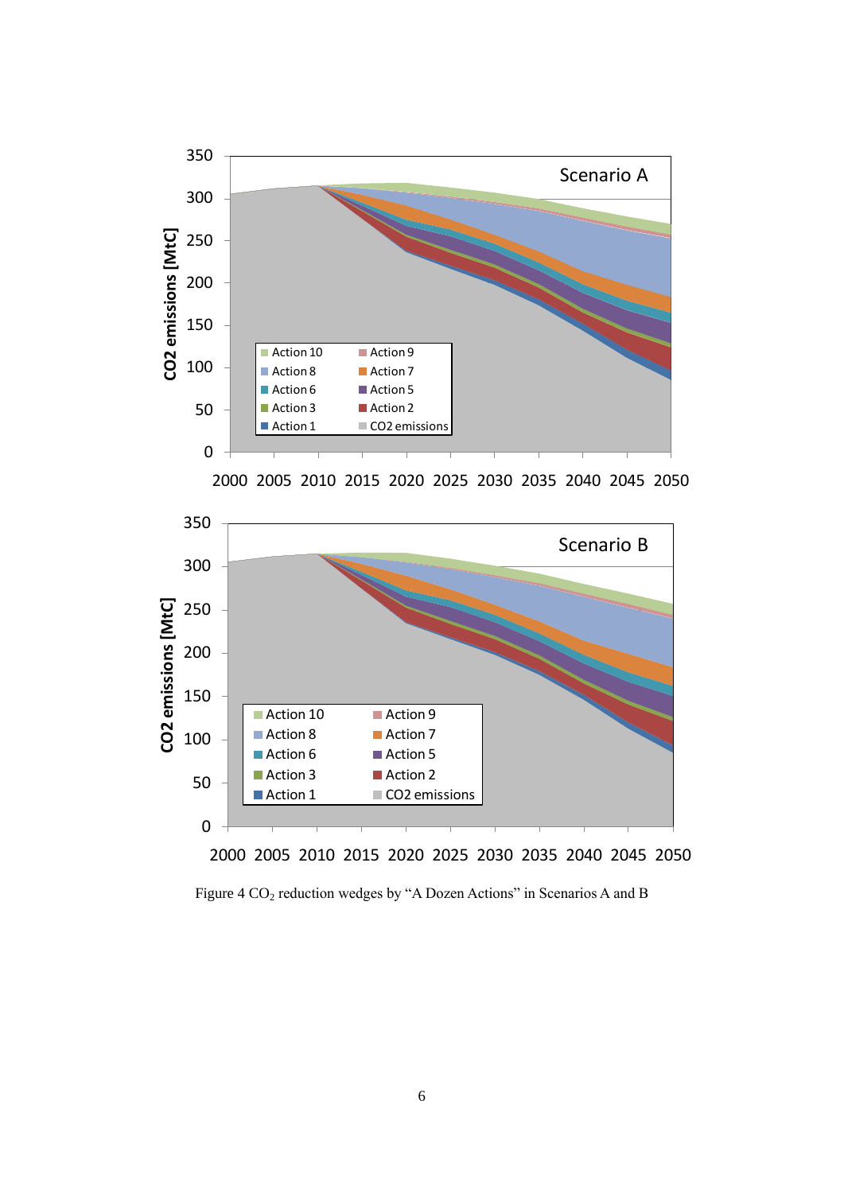Figure 4 $CO_2$ reduction wedges by “A Dozen Actions” in Scenarios A and B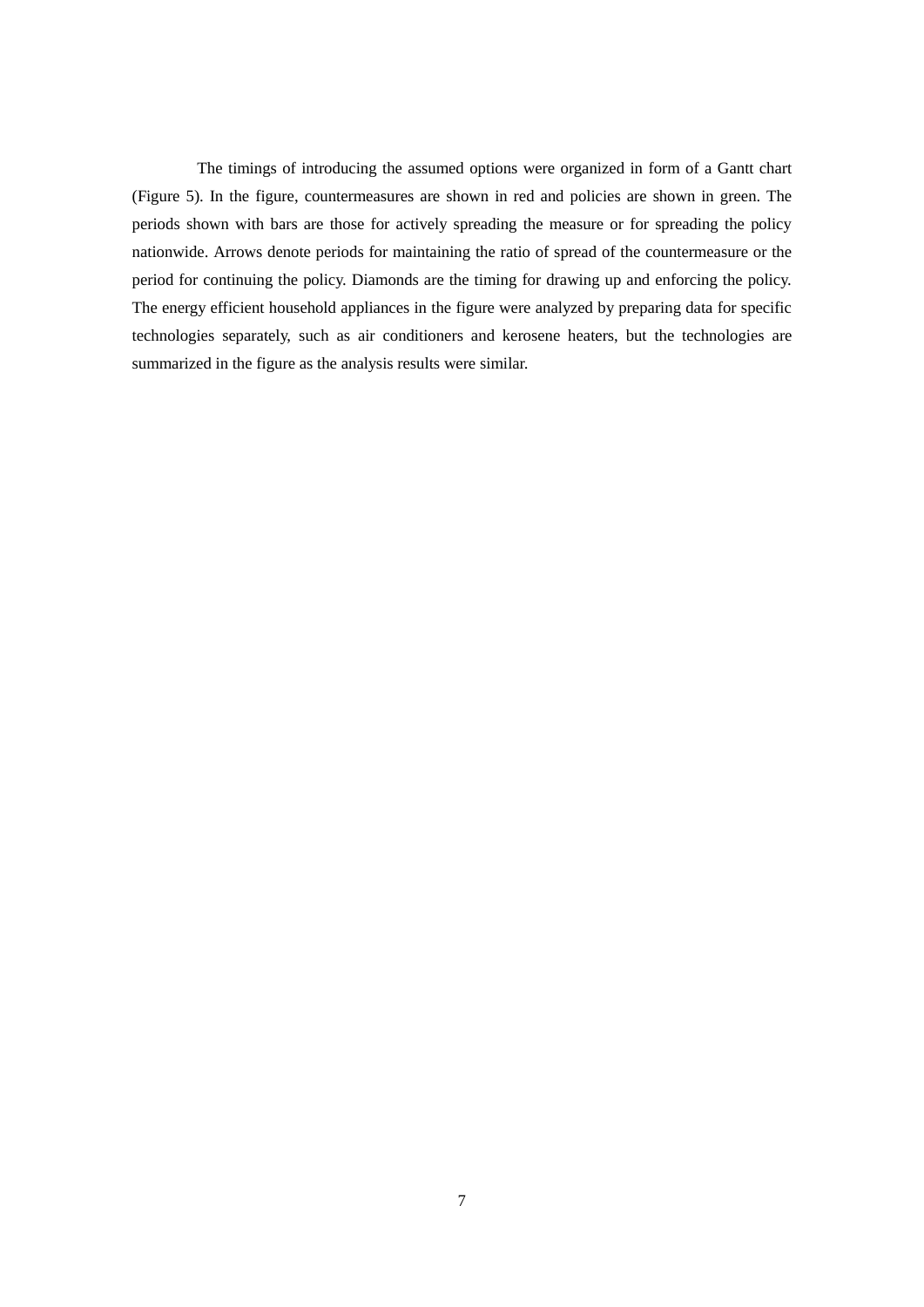The timings of introducing the assumed options were organized in form of a Gantt chart (Figure 5). In the figure, countermeasures are shown in red and policies are shown in green. The periods shown with bars are those for actively spreading the measure or for spreading the policy nationwide. Arrows denote periods for maintaining the ratio of spread of the countermeasure or the period for continuing the policy. Diamonds are the timing for drawing up and enforcing the policy. The energy efficient household appliances in the figure were analyzed by preparing data for specific technologies separately, such as air conditioners and kerosene heaters, but the technologies are summarized in the figure as the analysis results were similar.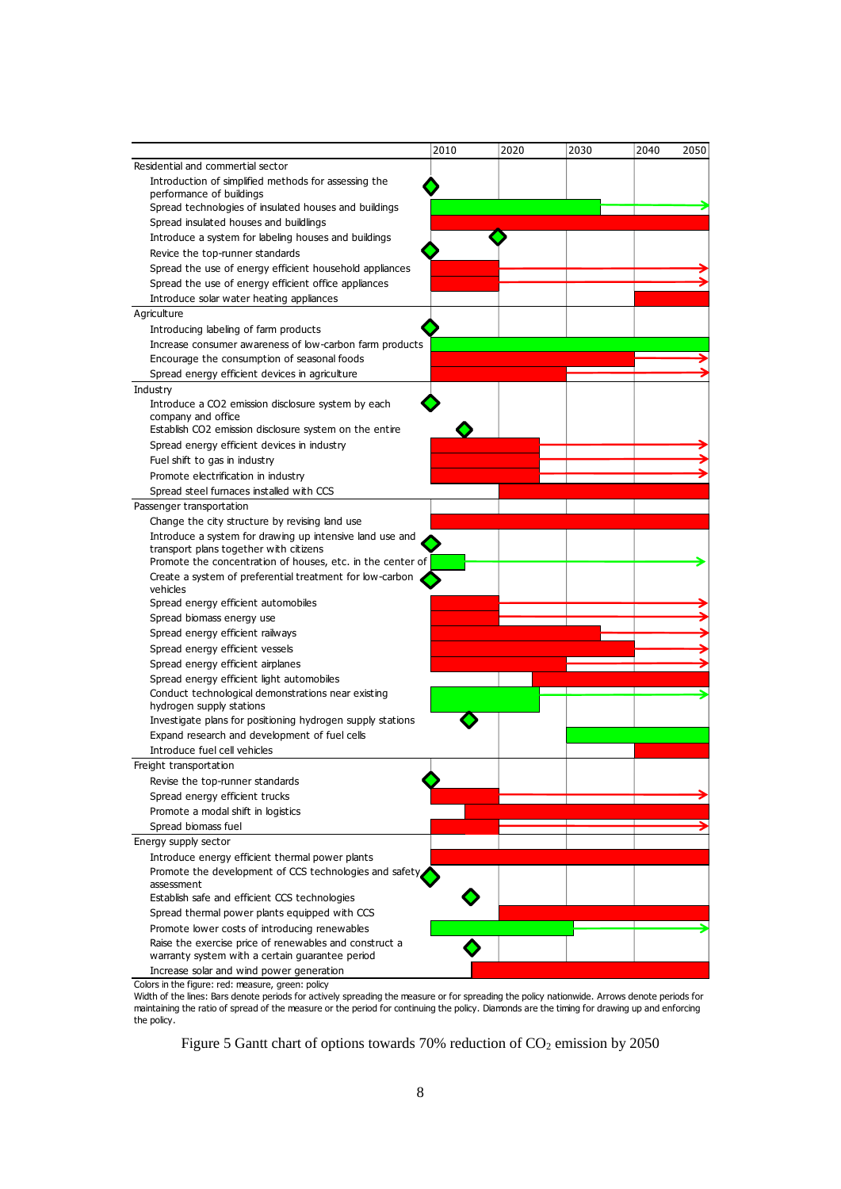| | 2010 | 2020 | 2030 | 2040 | 2050 |
|---|---|---|---|---|---|
| **Residential and commercial sector** | | | | | |
| Introduction of simplified methods for assessing the performance of buildings | | | | | |
| Spread technologies of insulated houses and buildings | | | | | |
| Spread insulated houses and buildings | | | | | |
| Introduce a system for labeling houses and buildings | | | | | |
| Revice the top-runner standards | | | | | |
| Spread the use of energy efficient household appliances | | | | | |
| Spread the use of energy efficient office appliances | | | | | |
| Introduce solar water heating appliances | | | | | |
| **Agriculture** | | | | | |
| Introducing labeling of farm products | | | | | |
| Increase consumer awareness of low-carbon farm products | | | | | |
| Encourage the consumption of seasonal foods | | | | | |
| Spread energy efficient devices in agriculture | | | | | |
| **Industry** | | | | | |
| Introduce a CO2 emission disclosure system by each company and office | | | | | |
| Establish CO2 emission disclosure system on the entire | | | | | |
| Spread energy efficient devices in industry | | | | | |
| Fuel shift to gas in industry | | | | | |
| Promote electrification in industry | | | | | |
| Spread steel furnaces installed with CCS | | | | | |
| **Passenger transportation** | | | | | |
| Change the city structure by revising land use | | | | | |
| Introduce a system for drawing up intensive land use and transport plans together with citizens | | | | | |
| Promote the concentration of houses, etc. in the center of | | | | | |
| Create a system of preferential treatment for low-carbon vehicles | | | | | |
| Spread energy efficient automobiles | | | | | |
| Spread biomass energy use | | | | | |
| Spread energy efficient railways | | | | | |
| Spread energy efficient vessels | | | | | |
| Spread energy efficient airplanes | | | | | |
| Spread energy efficient light automobiles | | | | | |
| Conduct technological demonstrations near existing hydrogen supply stations | | | | | |
| Investigate plans for positioning hydrogen supply stations | | | | | |
| Expand research and development of fuel cells | | | | | |
| Introduce fuel cell vehicles | | | | | |
| **Freight transportation** | | | | | |
| Revise the top-runner standards | | | | | |
| Spread energy efficient trucks | | | | | |
| Promote a modal shift in logistics | | | | | |
| Spread biomass fuel | | | | | |
| **Energy supply sector** | | | | | |
| Introduce energy efficient thermal power plants | | | | | |
| Promote the development of CCS technologies and safety assessment | | | | | |
| Establish safe and efficient CCS technologies | | | | | |
| Spread thermal power plants equipped with CCS | | | | | |
| Promote lower costs of introducing renewables | | | | | |
| Raise the exercise price of renewables and construct a warranty system with a certain guarantee period | | | | | |
| Increase solar and wind power generation | | | | | |

Colors in the figure: red: measure, green: policy
Width of the lines: Bars denote periods for actively spreading the measure or for spreading the policy nationwide. Arrows denote periods for maintaining the ratio of spread of the measure or the period for continuing the policy. Diamonds are the timing for drawing up and enforcing the policy.

Figure 5 Gantt chart of options towards 70% reduction of $CO_2$ emission by 2050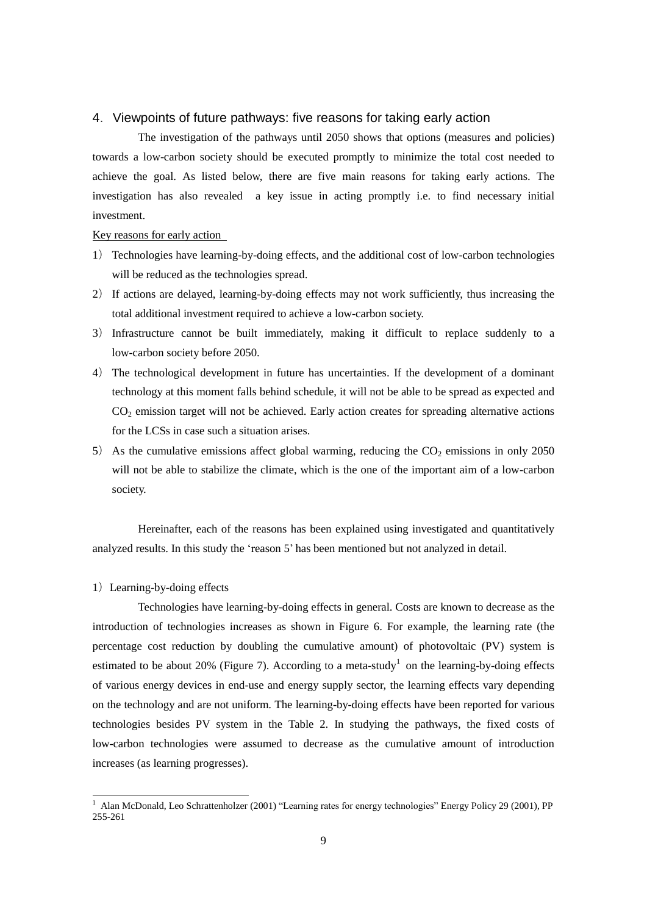## 4. Viewpoints of future pathways: five reasons for taking early action

The investigation of the pathways until 2050 shows that options (measures and policies) towards a low-carbon society should be executed promptly to minimize the total cost needed to achieve the goal. As listed below, there are five main reasons for taking early actions. The investigation has also revealed a key issue in acting promptly i.e. to find necessary initial investment.

Key reasons for early action

1) Technologies have learning-by-doing effects, and the additional cost of low-carbon technologies will be reduced as the technologies spread.
2) If actions are delayed, learning-by-doing effects may not work sufficiently, thus increasing the total additional investment required to achieve a low-carbon society.
3) Infrastructure cannot be built immediately, making it difficult to replace suddenly to a low-carbon society before 2050.
4) The technological development in future has uncertainties. If the development of a dominant technology at this moment falls behind schedule, it will not be able to be spread as expected and $CO_2$ emission target will not be achieved. Early action creates for spreading alternative actions for the LCSs in case such a situation arises.
5) As the cumulative emissions affect global warming, reducing the $CO_2$ emissions in only 2050 will not be able to stabilize the climate, which is the one of the important aim of a low-carbon society.

Hereinafter, each of the reasons has been explained using investigated and quantitatively analyzed results. In this study the 'reason 5' has been mentioned but not analyzed in detail.

### 1) Learning-by-doing effects

Technologies have learning-by-doing effects in general. Costs are known to decrease as the introduction of technologies increases as shown in Figure 6. For example, the learning rate (the percentage cost reduction by doubling the cumulative amount) of photovoltaic (PV) system is estimated to be about 20% (Figure 7). According to a meta-study[1] on the learning-by-doing effects of various energy devices in end-use and energy supply sector, the learning effects vary depending on the technology and are not uniform. The learning-by-doing effects have been reported for various technologies besides PV system in the Table 2. In studying the pathways, the fixed costs of low-carbon technologies were assumed to decrease as the cumulative amount of introduction increases (as learning progresses).

[1] Alan McDonald, Leo Schrattenholzer (2001) "Learning rates for energy technologies" Energy Policy 29 (2001), PP 255-261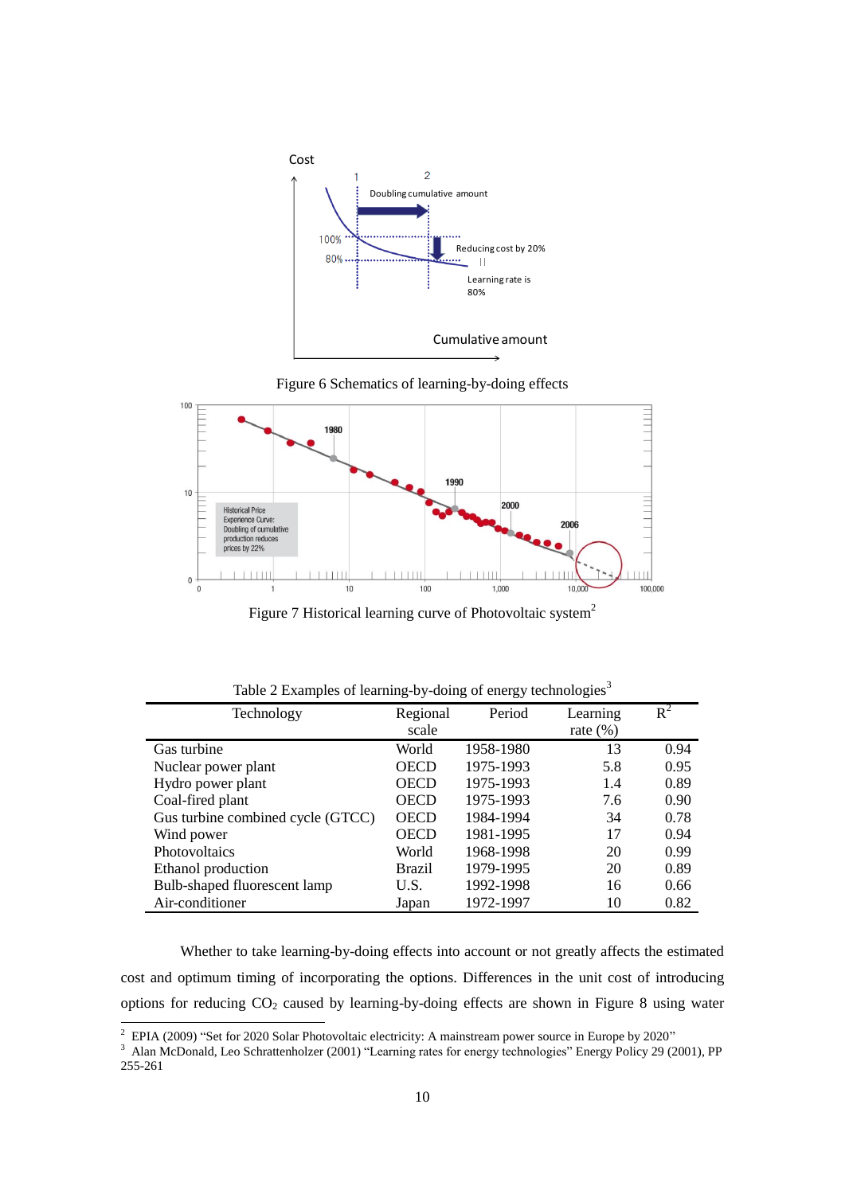Figure 6 Schematics of learning-by-doing effects

Figure 7 Historical learning curve of Photovoltaic system[2]

Table 2 Examples of learning-by-doing of energy technologies[3]

| Technology | Regional scale | Period | Learning rate (%) | $R^2$ |
|---|---|---|---|---|
| Gas turbine | World | 1958-1980 | 13 | 0.94 |
| Nuclear power plant | OECD | 1975-1993 | 5.8 | 0.95 |
| Hydro power plant | OECD | 1975-1993 | 1.4 | 0.89 |
| Coal-fired plant | OECD | 1975-1993 | 7.6 | 0.90 |
| Gus turbine combined cycle (GTCC) | OECD | 1984-1994 | 34 | 0.78 |
| Wind power | OECD | 1981-1995 | 17 | 0.94 |
| Photovoltaics | World | 1968-1998 | 20 | 0.99 |
| Ethanol production | Brazil | 1979-1995 | 20 | 0.89 |
| Bulb-shaped fluorescent lamp | U.S. | 1992-1998 | 16 | 0.66 |
| Air-conditioner | Japan | 1972-1997 | 10 | 0.82 |

Whether to take learning-by-doing effects into account or not greatly affects the estimated cost and optimum timing of incorporating the options. Differences in the unit cost of introducing options for reducing $CO_2$ caused by learning-by-doing effects are shown in Figure 8 using water

[2] EPIA (2009) "Set for 2020 Solar Photovoltaic electricity: A mainstream power source in Europe by 2020"

[3] Alan McDonald, Leo Schrattenholzer (2001) "Learning rates for energy technologies" Energy Policy 29 (2001), PP 255-261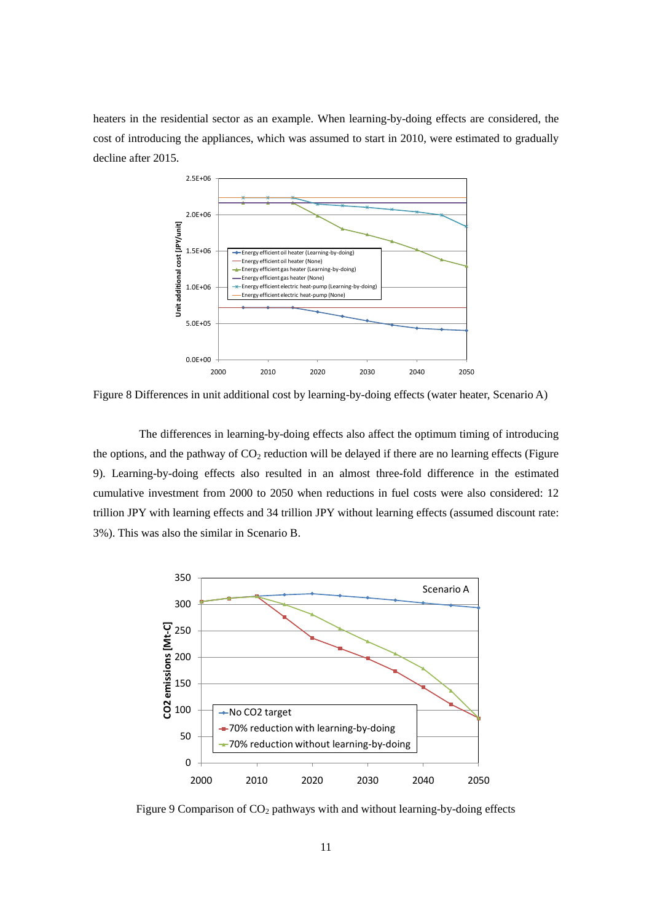heaters in the residential sector as an example. When learning-by-doing effects are considered, the cost of introducing the appliances, which was assumed to start in 2010, were estimated to gradually decline after 2015.

Figure 8 Differences in unit additional cost by learning-by-doing effects (water heater, Scenario A)

The differences in learning-by-doing effects also affect the optimum timing of introducing the options, and the pathway of $CO_2$ reduction will be delayed if there are no learning effects (Figure 9). Learning-by-doing effects also resulted in an almost three-fold difference in the estimated cumulative investment from 2000 to 2050 when reductions in fuel costs were also considered: 12 trillion JPY with learning effects and 34 trillion JPY without learning effects (assumed discount rate: 3%). This was also the similar in Scenario B.

Figure 9 Comparison of $CO_2$ pathways with and without learning-by-doing effects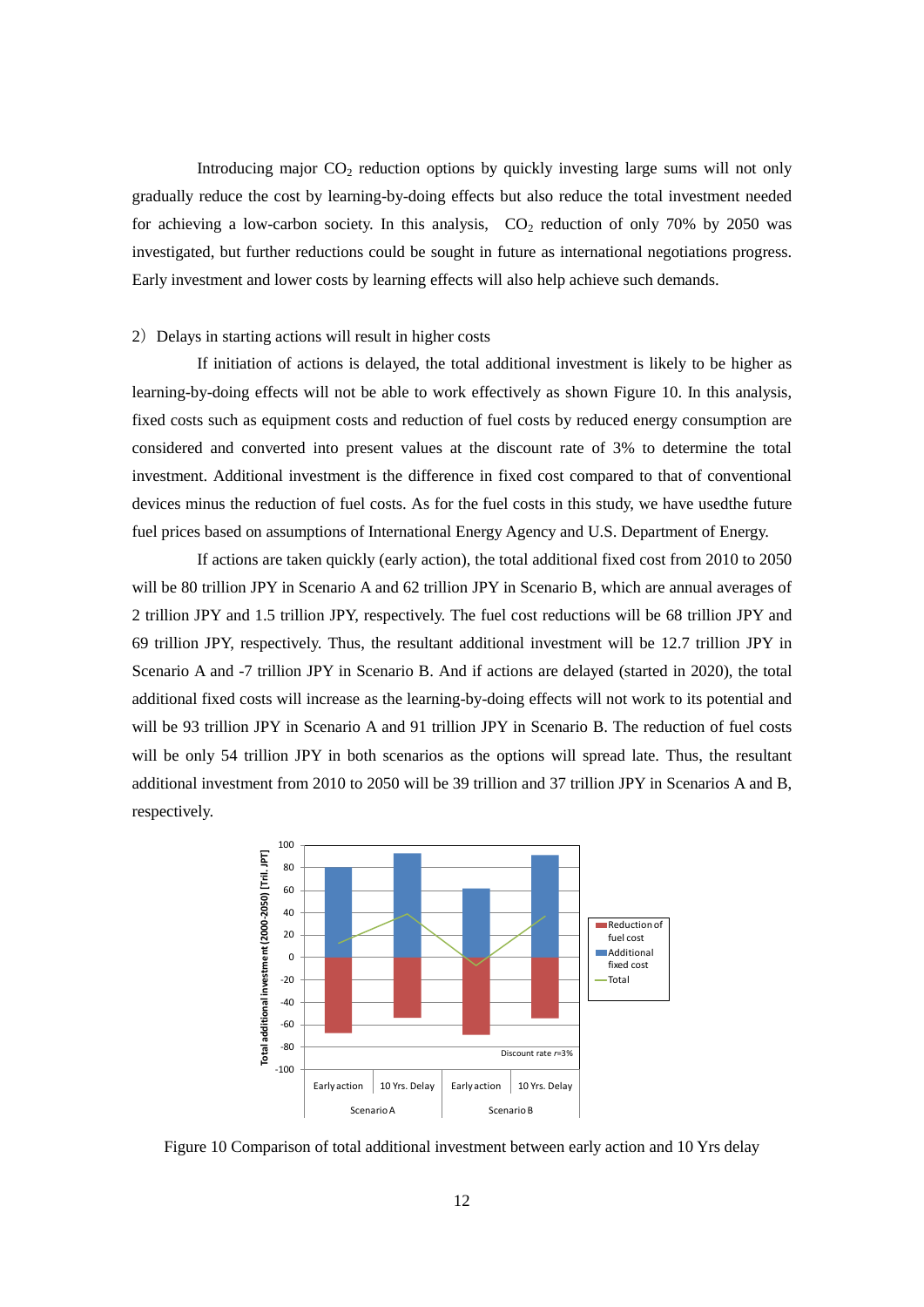Introducing major $CO_2$ reduction options by quickly investing large sums will not only gradually reduce the cost by learning-by-doing effects but also reduce the total investment needed for achieving a low-carbon society. In this analysis, $CO_2$ reduction of only 70% by 2050 was investigated, but further reductions could be sought in future as international negotiations progress. Early investment and lower costs by learning effects will also help achieve such demands.

2）Delays in starting actions will result in higher costs

If initiation of actions is delayed, the total additional investment is likely to be higher as learning-by-doing effects will not be able to work effectively as shown Figure 10. In this analysis, fixed costs such as equipment costs and reduction of fuel costs by reduced energy consumption are considered and converted into present values at the discount rate of 3% to determine the total investment. Additional investment is the difference in fixed cost compared to that of conventional devices minus the reduction of fuel costs. As for the fuel costs in this study, we have usedthe future fuel prices based on assumptions of International Energy Agency and U.S. Department of Energy.

If actions are taken quickly (early action), the total additional fixed cost from 2010 to 2050 will be 80 trillion JPY in Scenario A and 62 trillion JPY in Scenario B, which are annual averages of 2 trillion JPY and 1.5 trillion JPY, respectively. The fuel cost reductions will be 68 trillion JPY and 69 trillion JPY, respectively. Thus, the resultant additional investment will be 12.7 trillion JPY in Scenario A and -7 trillion JPY in Scenario B. And if actions are delayed (started in 2020), the total additional fixed costs will increase as the learning-by-doing effects will not work to its potential and will be 93 trillion JPY in Scenario A and 91 trillion JPY in Scenario B. The reduction of fuel costs will be only 54 trillion JPY in both scenarios as the options will spread late. Thus, the resultant additional investment from 2010 to 2050 will be 39 trillion and 37 trillion JPY in Scenarios A and B, respectively.

Figure 10 Comparison of total additional investment between early action and 10 Yrs delay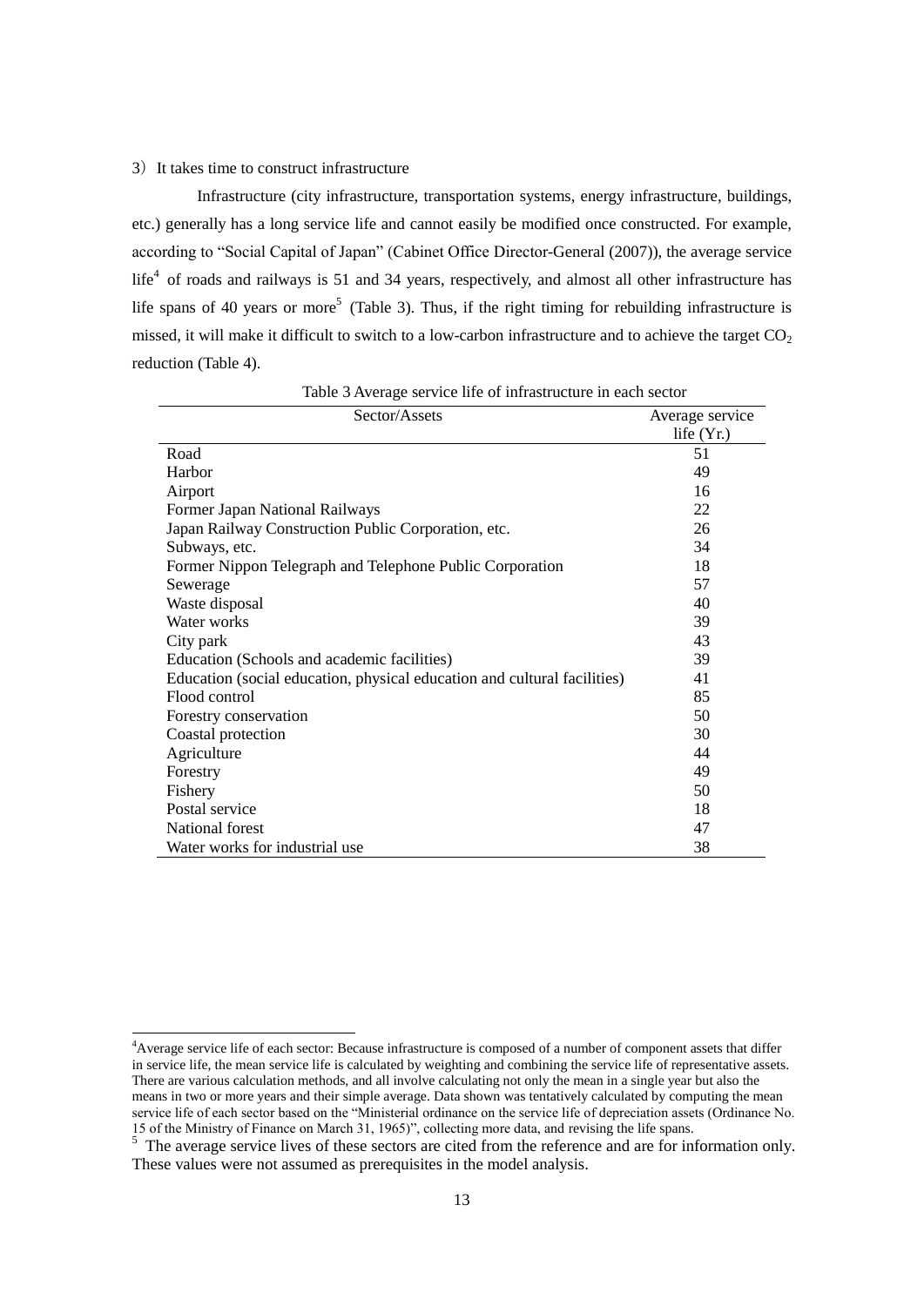3) It takes time to construct infrastructure

Infrastructure (city infrastructure, transportation systems, energy infrastructure, buildings, etc.) generally has a long service life and cannot easily be modified once constructed. For example, according to "Social Capital of Japan" (Cabinet Office Director-General (2007)), the average service life[4] of roads and railways is 51 and 34 years, respectively, and almost all other infrastructure has life spans of 40 years or more[5] (Table 3). Thus, if the right timing for rebuilding infrastructure is missed, it will make it difficult to switch to a low-carbon infrastructure and to achieve the target $CO_2$ reduction (Table 4).

Table 3 Average service life of infrastructure in each sector

| Sector/Assets | Average service life (Yr.) |
|---|---|
| Road | 51 |
| Harbor | 49 |
| Airport | 16 |
| Former Japan National Railways | 22 |
| Japan Railway Construction Public Corporation, etc. | 26 |
| Subways, etc. | 34 |
| Former Nippon Telegraph and Telephone Public Corporation | 18 |
| Sewerage | 57 |
| Waste disposal | 40 |
| Water works | 39 |
| City park | 43 |
| Education (Schools and academic facilities) | 39 |
| Education (social education, physical education and cultural facilities) | 41 |
| Flood control | 85 |
| Forestry conservation | 50 |
| Coastal protection | 30 |
| Agriculture | 44 |
| Forestry | 49 |
| Fishery | 50 |
| Postal service | 18 |
| National forest | 47 |
| Water works for industrial use | 38 |

[4] Average service life of each sector: Because infrastructure is composed of a number of component assets that differ in service life, the mean service life is calculated by weighting and combining the service life of representative assets. There are various calculation methods, and all involve calculating not only the mean in a single year but also the means in two or more years and their simple average. Data shown was tentatively calculated by computing the mean service life of each sector based on the "Ministerial ordinance on the service life of depreciation assets (Ordinance No. 15 of the Ministry of Finance on March 31, 1965)", collecting more data, and revising the life spans.

[5] The average service lives of these sectors are cited from the reference and are for information only. These values were not assumed as prerequisites in the model analysis.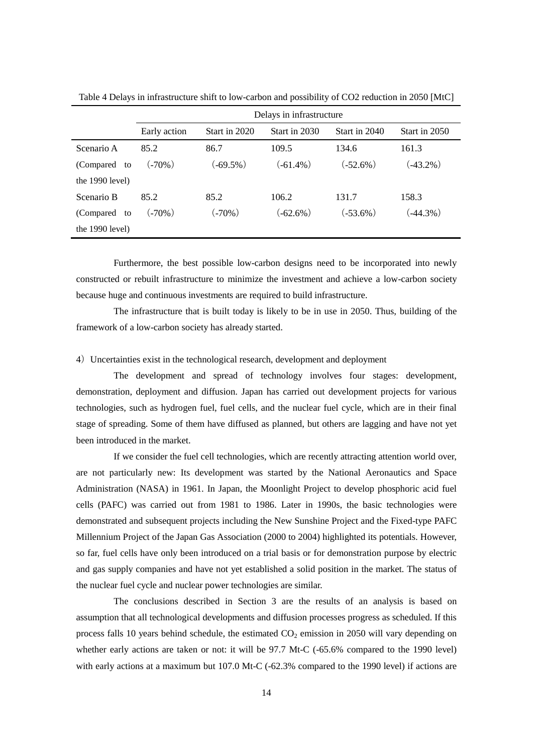Table 4 Delays in infrastructure shift to low-carbon and possibility of CO2 reduction in 2050 [MtC]

| | Delays in infrastructure | | | | |
|---|---|---|---|---|---|
| | Early action | Start in 2020 | Start in 2030 | Start in 2040 | Start in 2050 |
| Scenario A | 85.2 | 86.7 | 109.5 | 134.6 | 161.3 |
| (Compared to the 1990 level) | (-70%) | (-69.5%) | (-61.4%) | (-52.6%) | (-43.2%) |
| Scenario B | 85.2 | 85.2 | 106.2 | 131.7 | 158.3 |
| (Compared to the 1990 level) | (-70%) | (-70%) | (-62.6%) | (-53.6%) | (-44.3%) |

Furthermore, the best possible low-carbon designs need to be incorporated into newly constructed or rebuilt infrastructure to minimize the investment and achieve a low-carbon society because huge and continuous investments are required to build infrastructure.

The infrastructure that is built today is likely to be in use in 2050. Thus, building of the framework of a low-carbon society has already started.

4) Uncertainties exist in the technological research, development and deployment

The development and spread of technology involves four stages: development, demonstration, deployment and diffusion. Japan has carried out development projects for various technologies, such as hydrogen fuel, fuel cells, and the nuclear fuel cycle, which are in their final stage of spreading. Some of them have diffused as planned, but others are lagging and have not yet been introduced in the market.

If we consider the fuel cell technologies, which are recently attracting attention world over, are not particularly new: Its development was started by the National Aeronautics and Space Administration (NASA) in 1961. In Japan, the Moonlight Project to develop phosphoric acid fuel cells (PAFC) was carried out from 1981 to 1986. Later in 1990s, the basic technologies were demonstrated and subsequent projects including the New Sunshine Project and the Fixed-type PAFC Millennium Project of the Japan Gas Association (2000 to 2004) highlighted its potentials. However, so far, fuel cells have only been introduced on a trial basis or for demonstration purpose by electric and gas supply companies and have not yet established a solid position in the market. The status of the nuclear fuel cycle and nuclear power technologies are similar.

The conclusions described in Section 3 are the results of an analysis is based on assumption that all technological developments and diffusion processes progress as scheduled. If this process falls 10 years behind schedule, the estimated $CO_2$ emission in 2050 will vary depending on whether early actions are taken or not: it will be 97.7 Mt-C (-65.6% compared to the 1990 level) with early actions at a maximum but 107.0 Mt-C (-62.3% compared to the 1990 level) if actions are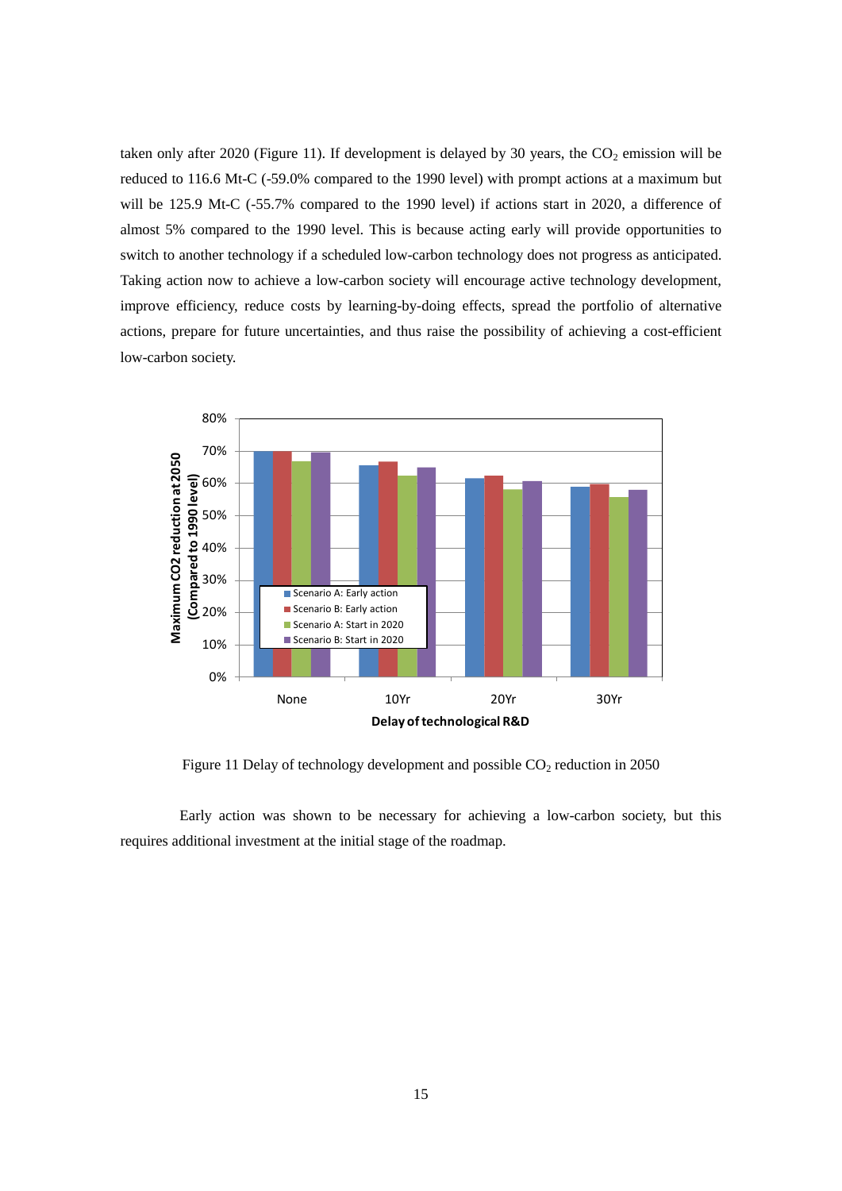taken only after 2020 (Figure 11). If development is delayed by 30 years, the $CO_2$ emission will be reduced to 116.6 Mt-C (-59.0% compared to the 1990 level) with prompt actions at a maximum but will be 125.9 Mt-C (-55.7% compared to the 1990 level) if actions start in 2020, a difference of almost 5% compared to the 1990 level. This is because acting early will provide opportunities to switch to another technology if a scheduled low-carbon technology does not progress as anticipated. Taking action now to achieve a low-carbon society will encourage active technology development, improve efficiency, reduce costs by learning-by-doing effects, spread the portfolio of alternative actions, prepare for future uncertainties, and thus raise the possibility of achieving a cost-efficient low-carbon society.

Figure 11 Delay of technology development and possible $CO_2$ reduction in 2050

Early action was shown to be necessary for achieving a low-carbon society, but this requires additional investment at the initial stage of the roadmap.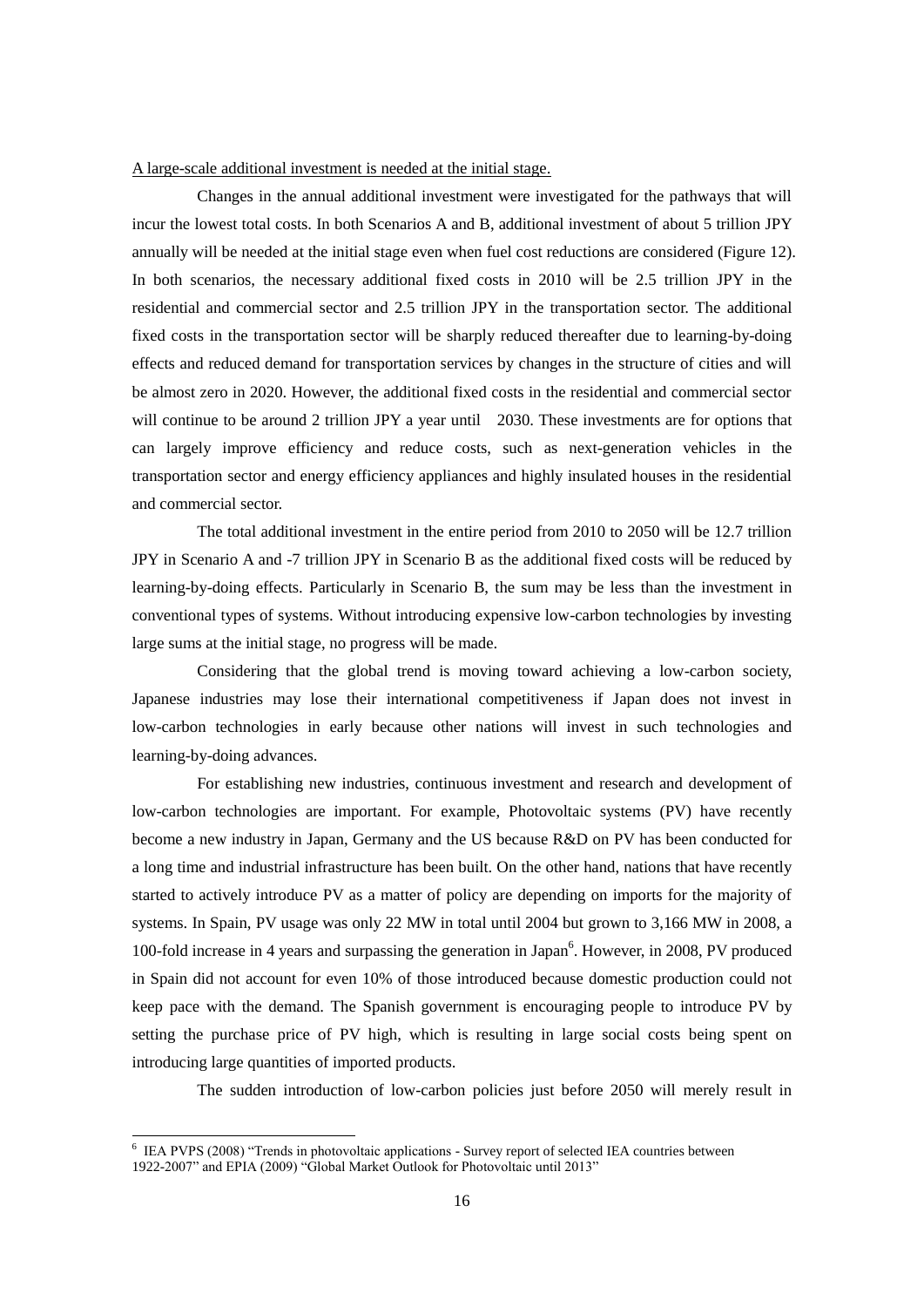A large-scale additional investment is needed at the initial stage.

Changes in the annual additional investment were investigated for the pathways that will incur the lowest total costs. In both Scenarios A and B, additional investment of about 5 trillion JPY annually will be needed at the initial stage even when fuel cost reductions are considered (Figure 12). In both scenarios, the necessary additional fixed costs in 2010 will be 2.5 trillion JPY in the residential and commercial sector and 2.5 trillion JPY in the transportation sector. The additional fixed costs in the transportation sector will be sharply reduced thereafter due to learning-by-doing effects and reduced demand for transportation services by changes in the structure of cities and will be almost zero in 2020. However, the additional fixed costs in the residential and commercial sector will continue to be around 2 trillion JPY a year until 2030. These investments are for options that can largely improve efficiency and reduce costs, such as next-generation vehicles in the transportation sector and energy efficiency appliances and highly insulated houses in the residential and commercial sector.

The total additional investment in the entire period from 2010 to 2050 will be 12.7 trillion JPY in Scenario A and -7 trillion JPY in Scenario B as the additional fixed costs will be reduced by learning-by-doing effects. Particularly in Scenario B, the sum may be less than the investment in conventional types of systems. Without introducing expensive low-carbon technologies by investing large sums at the initial stage, no progress will be made.

Considering that the global trend is moving toward achieving a low-carbon society, Japanese industries may lose their international competitiveness if Japan does not invest in low-carbon technologies in early because other nations will invest in such technologies and learning-by-doing advances.

For establishing new industries, continuous investment and research and development of low-carbon technologies are important. For example, Photovoltaic systems (PV) have recently become a new industry in Japan, Germany and the US because R&D on PV has been conducted for a long time and industrial infrastructure has been built. On the other hand, nations that have recently started to actively introduce PV as a matter of policy are depending on imports for the majority of systems. In Spain, PV usage was only 22 MW in total until 2004 but grown to 3,166 MW in 2008, a 100-fold increase in 4 years and surpassing the generation in Japan[6]. However, in 2008, PV produced in Spain did not account for even 10% of those introduced because domestic production could not keep pace with the demand. The Spanish government is encouraging people to introduce PV by setting the purchase price of PV high, which is resulting in large social costs being spent on introducing large quantities of imported products.

The sudden introduction of low-carbon policies just before 2050 will merely result in

[6] IEA PVPS (2008) "Trends in photovoltaic applications - Survey report of selected IEA countries between 1922-2007" and EPIA (2009) "Global Market Outlook for Photovoltaic until 2013"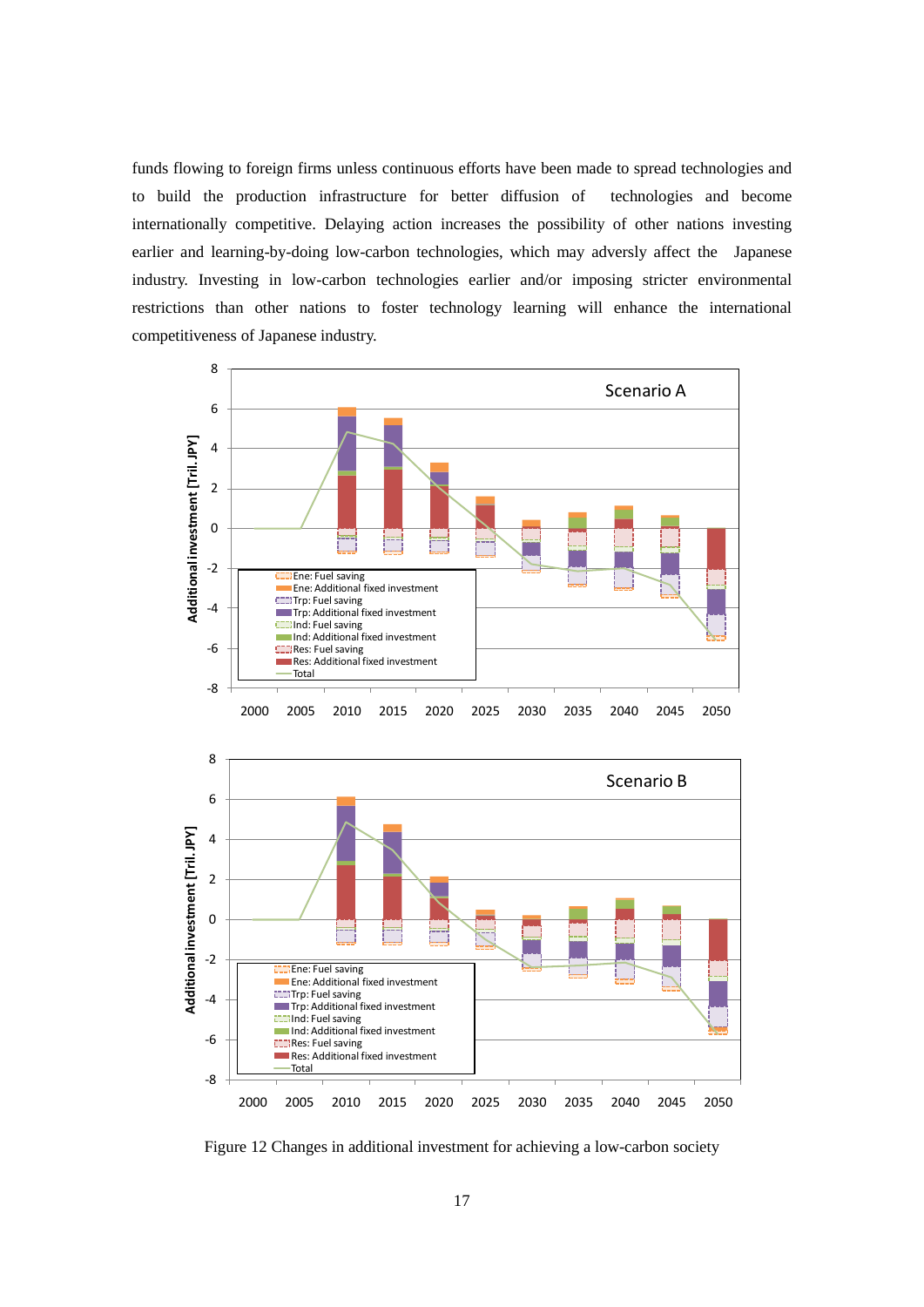funds flowing to foreign firms unless continuous efforts have been made to spread technologies and to build the production infrastructure for better diffusion of technologies and become internationally competitive. Delaying action increases the possibility of other nations investing earlier and learning-by-doing low-carbon technologies, which may adversly affect the Japanese industry. Investing in low-carbon technologies earlier and/or imposing stricter environmental restrictions than other nations to foster technology learning will enhance the international competitiveness of Japanese industry.

Figure 12 Changes in additional investment for achieving a low-carbon society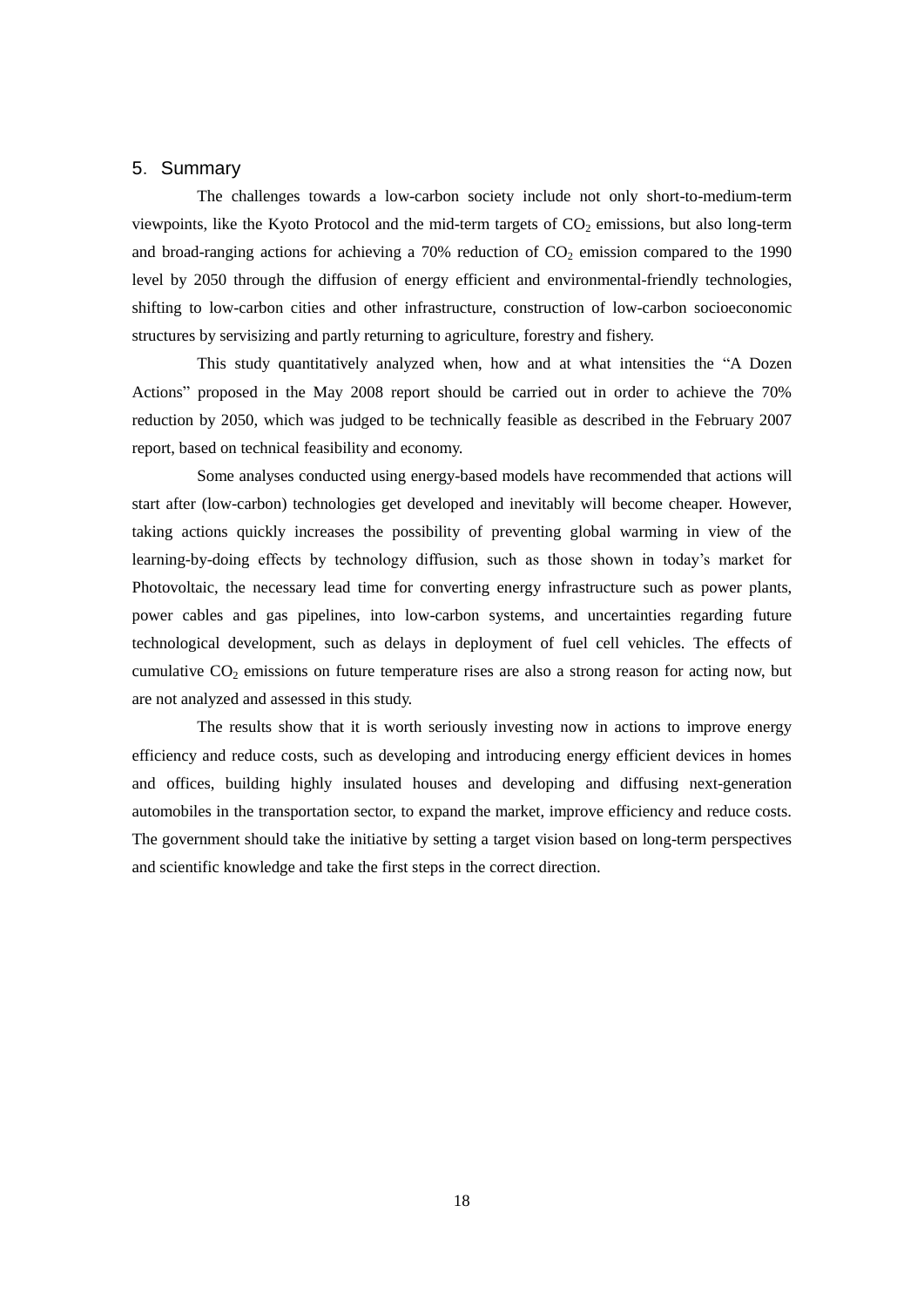## 5. Summary

The challenges towards a low-carbon society include not only short-to-medium-term viewpoints, like the Kyoto Protocol and the mid-term targets of $CO_2$ emissions, but also long-term and broad-ranging actions for achieving a 70% reduction of $CO_2$ emission compared to the 1990 level by 2050 through the diffusion of energy efficient and environmental-friendly technologies, shifting to low-carbon cities and other infrastructure, construction of low-carbon socioeconomic structures by servisizing and partly returning to agriculture, forestry and fishery.

This study quantitatively analyzed when, how and at what intensities the "A Dozen Actions" proposed in the May 2008 report should be carried out in order to achieve the 70% reduction by 2050, which was judged to be technically feasible as described in the February 2007 report, based on technical feasibility and economy.

Some analyses conducted using energy-based models have recommended that actions will start after (low-carbon) technologies get developed and inevitably will become cheaper. However, taking actions quickly increases the possibility of preventing global warming in view of the learning-by-doing effects by technology diffusion, such as those shown in today's market for Photovoltaic, the necessary lead time for converting energy infrastructure such as power plants, power cables and gas pipelines, into low-carbon systems, and uncertainties regarding future technological development, such as delays in deployment of fuel cell vehicles. The effects of cumulative $CO_2$ emissions on future temperature rises are also a strong reason for acting now, but are not analyzed and assessed in this study.

The results show that it is worth seriously investing now in actions to improve energy efficiency and reduce costs, such as developing and introducing energy efficient devices in homes and offices, building highly insulated houses and developing and diffusing next-generation automobiles in the transportation sector, to expand the market, improve efficiency and reduce costs. The government should take the initiative by setting a target vision based on long-term perspectives and scientific knowledge and take the first steps in the correct direction.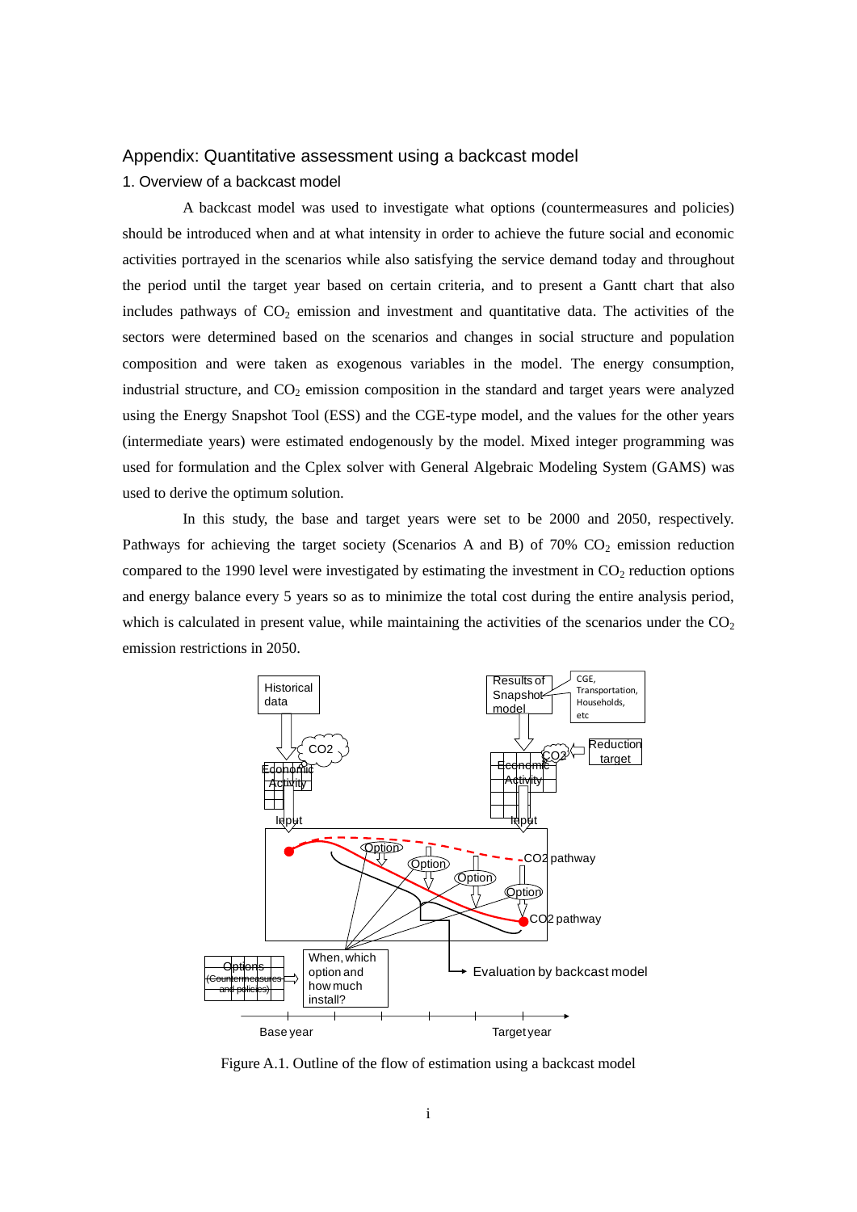## Appendix: Quantitative assessment using a backcast model

### 1. Overview of a backcast model

A backcast model was used to investigate what options (countermeasures and policies) should be introduced when and at what intensity in order to achieve the future social and economic activities portrayed in the scenarios while also satisfying the service demand today and throughout the period until the target year based on certain criteria, and to present a Gantt chart that also includes pathways of $CO_2$ emission and investment and quantitative data. The activities of the sectors were determined based on the scenarios and changes in social structure and population composition and were taken as exogenous variables in the model. The energy consumption, industrial structure, and $CO_2$ emission composition in the standard and target years were analyzed using the Energy Snapshot Tool (ESS) and the CGE-type model, and the values for the other years (intermediate years) were estimated endogenously by the model. Mixed integer programming was used for formulation and the Cplex solver with General Algebraic Modeling System (GAMS) was used to derive the optimum solution.

In this study, the base and target years were set to be 2000 and 2050, respectively. Pathways for achieving the target society (Scenarios A and B) of 70% $CO_2$ emission reduction compared to the 1990 level were investigated by estimating the investment in $CO_2$ reduction options and energy balance every 5 years so as to minimize the total cost during the entire analysis period, which is calculated in present value, while maintaining the activities of the scenarios under the $CO_2$ emission restrictions in 2050.

Figure A.1. Outline of the flow of estimation using a backcast model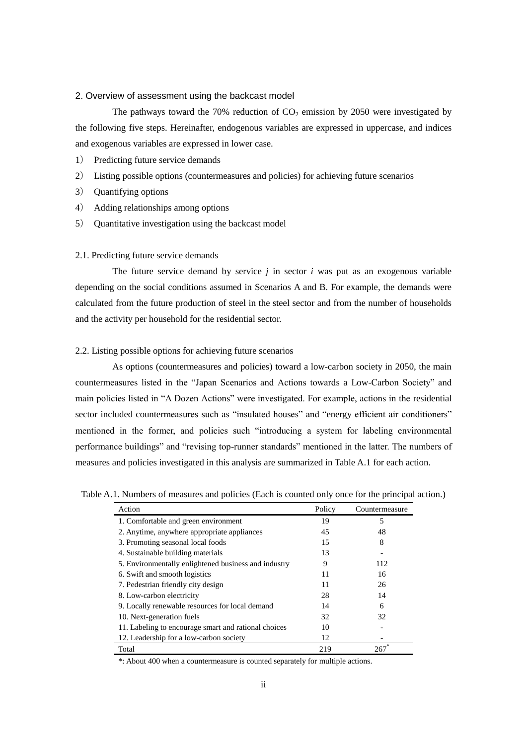## 2. Overview of assessment using the backcast model

The pathways toward the 70% reduction of $CO_2$ emission by 2050 were investigated by the following five steps. Hereinafter, endogenous variables are expressed in uppercase, and indices and exogenous variables are expressed in lower case.

1) Predicting future service demands
2) Listing possible options (countermeasures and policies) for achieving future scenarios
3) Quantifying options
4) Adding relationships among options
5) Quantitative investigation using the backcast model

### 2.1. Predicting future service demands

The future service demand by service $j$ in sector $i$ was put as an exogenous variable depending on the social conditions assumed in Scenarios A and B. For example, the demands were calculated from the future production of steel in the steel sector and from the number of households and the activity per household for the residential sector.

### 2.2. Listing possible options for achieving future scenarios

As options (countermeasures and policies) toward a low-carbon society in 2050, the main countermeasures listed in the "Japan Scenarios and Actions towards a Low-Carbon Society" and main policies listed in "A Dozen Actions" were investigated. For example, actions in the residential sector included countermeasures such as "insulated houses" and "energy efficient air conditioners" mentioned in the former, and policies such "introducing a system for labeling environmental performance buildings" and "revising top-runner standards" mentioned in the latter. The numbers of measures and policies investigated in this analysis are summarized in Table A.1 for each action.

Table A.1. Numbers of measures and policies (Each is counted only once for the principal action.)

| Action | Policy | Countermeasure |
|---|---|---|
| 1. Comfortable and green environment | 19 | 5 |
| 2. Anytime, anywhere appropriate appliances | 45 | 48 |
| 3. Promoting seasonal local foods | 15 | 8 |
| 4. Sustainable building materials | 13 | - |
| 5. Environmentally enlightened business and industry | 9 | 112 |
| 6. Swift and smooth logistics | 11 | 16 |
| 7. Pedestrian friendly city design | 11 | 26 |
| 8. Low-carbon electricity | 28 | 14 |
| 9. Locally renewable resources for local demand | 14 | 6 |
| 10. Next-generation fuels | 32 | 32 |
| 11. Labeling to encourage smart and rational choices | 10 | - |
| 12. Leadership for a low-carbon society | 12 | - |
| Total | 219 | 267* |

*: About 400 when a countermeasure is counted separately for multiple actions.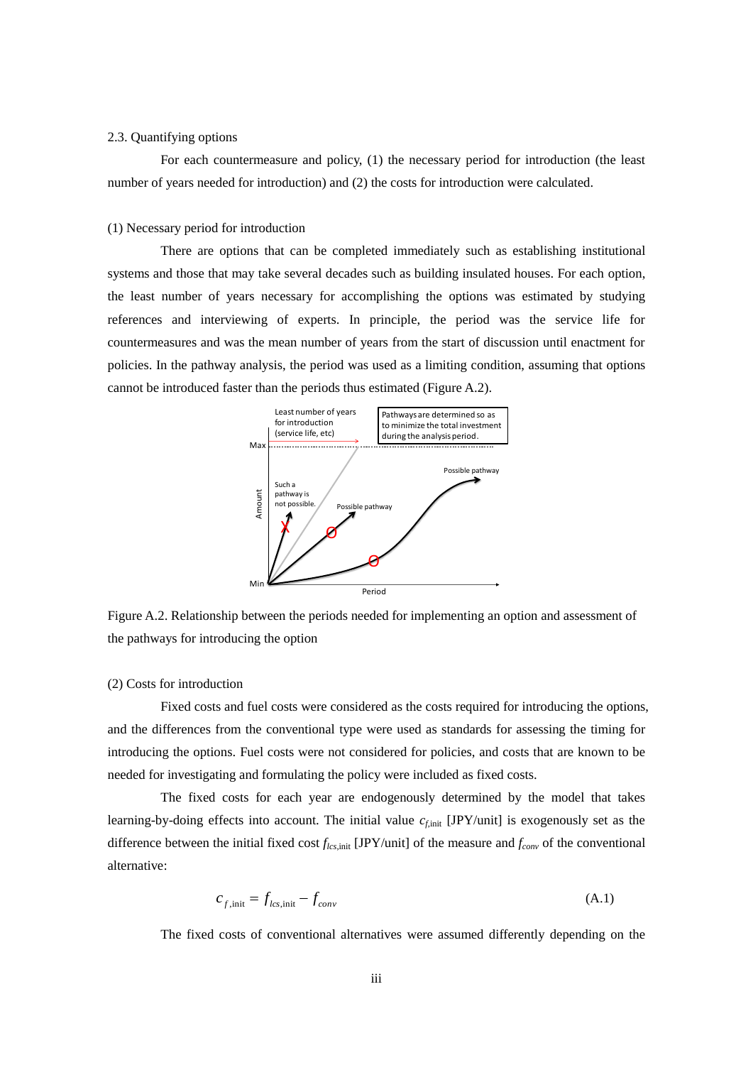### 2.3. Quantifying options

For each countermeasure and policy, (1) the necessary period for introduction (the least number of years needed for introduction) and (2) the costs for introduction were calculated.

#### (1) Necessary period for introduction

There are options that can be completed immediately such as establishing institutional systems and those that may take several decades such as building insulated houses. For each option, the least number of years necessary for accomplishing the options was estimated by studying references and interviewing of experts. In principle, the period was the service life for countermeasures and was the mean number of years from the start of discussion until enactment for policies. In the pathway analysis, the period was used as a limiting condition, assuming that options cannot be introduced faster than the periods thus estimated (Figure A.2).

Figure A.2. Relationship between the periods needed for implementing an option and assessment of the pathways for introducing the option

#### (2) Costs for introduction

Fixed costs and fuel costs were considered as the costs required for introducing the options, and the differences from the conventional type were used as standards for assessing the timing for introducing the options. Fuel costs were not considered for policies, and costs that are known to be needed for investigating and formulating the policy were included as fixed costs.

The fixed costs for each year are endogenously determined by the model that takes learning-by-doing effects into account. The initial value $c_{f,\text{init}}$ [JPY/unit] is exogenously set as the difference between the initial fixed cost $f_{lcs,\text{init}}$ [JPY/unit] of the measure and $f_{conv}$ of the conventional alternative:

$$c_{f,\text{init}} = f_{lcs,\text{init}} - f_{conv} \tag{A.1}$$

The fixed costs of conventional alternatives were assumed differently depending on the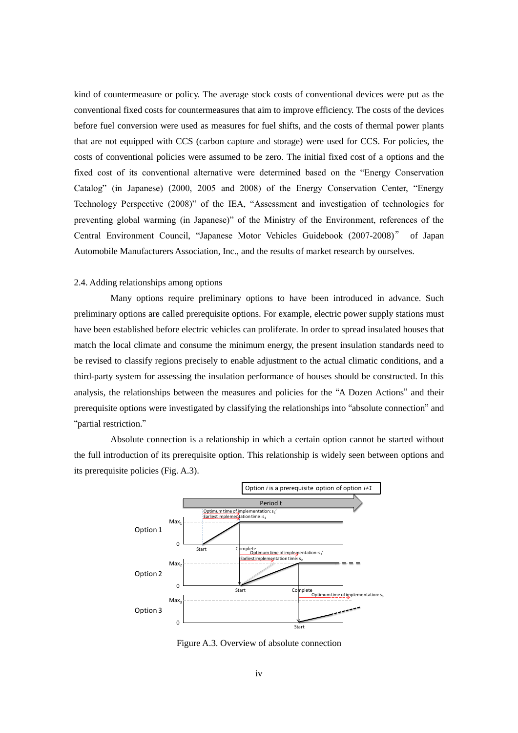kind of countermeasure or policy. The average stock costs of conventional devices were put as the conventional fixed costs for countermeasures that aim to improve efficiency. The costs of the devices before fuel conversion were used as measures for fuel shifts, and the costs of thermal power plants that are not equipped with CCS (carbon capture and storage) were used for CCS. For policies, the costs of conventional policies were assumed to be zero. The initial fixed cost of a options and the fixed cost of its conventional alternative were determined based on the "Energy Conservation Catalog" (in Japanese) (2000, 2005 and 2008) of the Energy Conservation Center, "Energy Technology Perspective (2008)" of the IEA, "Assessment and investigation of technologies for preventing global warming (in Japanese)" of the Ministry of the Environment, references of the Central Environment Council, "Japanese Motor Vehicles Guidebook (2007-2008)" of Japan Automobile Manufacturers Association, Inc., and the results of market research by ourselves.

## 2.4. Adding relationships among options

Many options require preliminary options to have been introduced in advance. Such preliminary options are called prerequisite options. For example, electric power supply stations must have been established before electric vehicles can proliferate. In order to spread insulated houses that match the local climate and consume the minimum energy, the present insulation standards need to be revised to classify regions precisely to enable adjustment to the actual climatic conditions, and a third-party system for assessing the insulation performance of houses should be constructed. In this analysis, the relationships between the measures and policies for the "A Dozen Actions" and their prerequisite options were investigated by classifying the relationships into "absolute connection" and "partial restriction."

Absolute connection is a relationship in which a certain option cannot be started without the full introduction of its prerequisite option. This relationship is widely seen between options and its prerequisite policies (Fig. A.3).

Figure A.3. Overview of absolute connection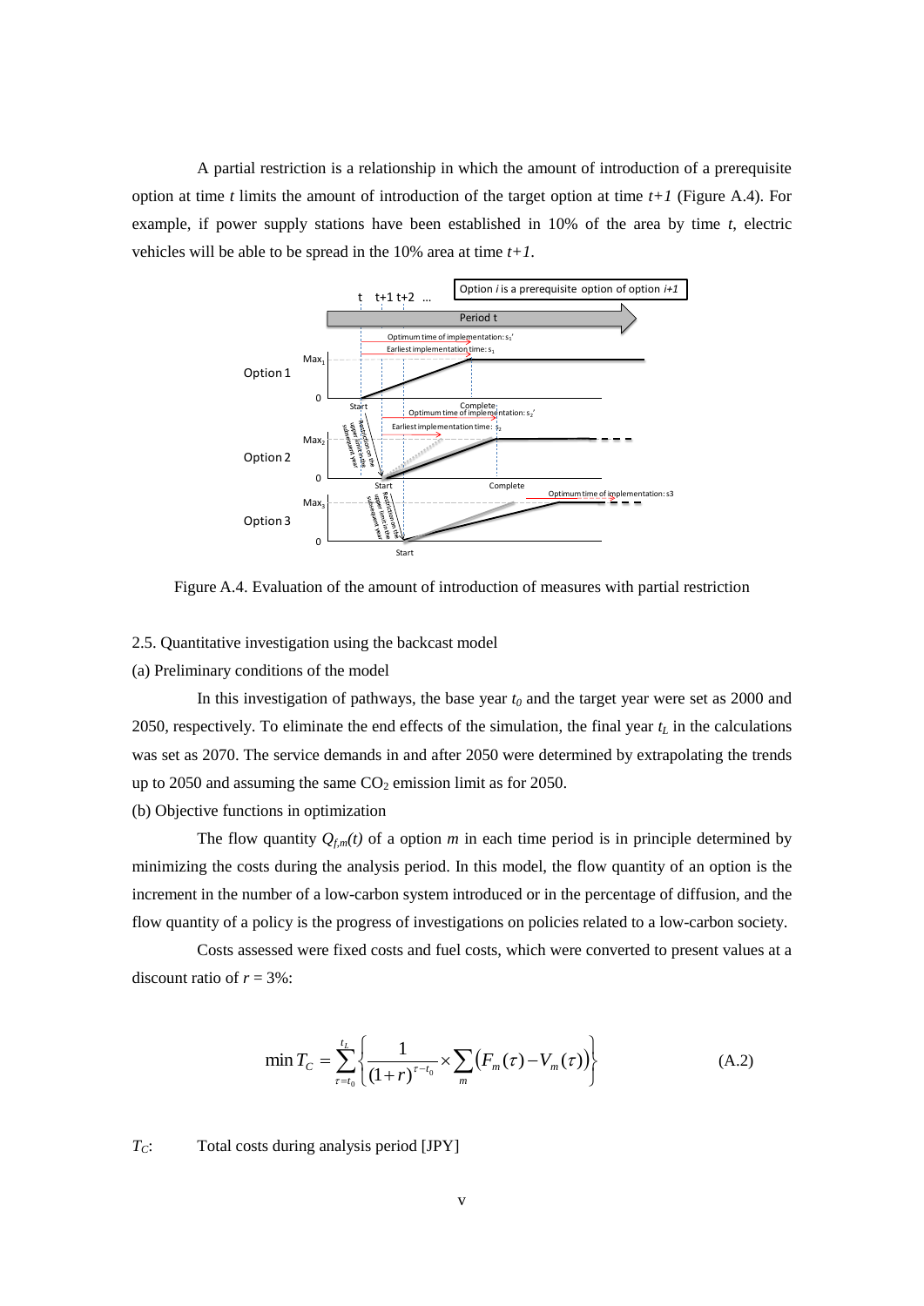A partial restriction is a relationship in which the amount of introduction of a prerequisite option at time *t* limits the amount of introduction of the target option at time *t+1* (Figure A.4). For example, if power supply stations have been established in 10% of the area by time *t*, electric vehicles will be able to be spread in the 10% area at time *t+1*.

Figure A.4. Evaluation of the amount of introduction of measures with partial restriction

2.5. Quantitative investigation using the backcast model

(a) Preliminary conditions of the model

In this investigation of pathways, the base year $t_0$ and the target year were set as 2000 and 2050, respectively. To eliminate the end effects of the simulation, the final year $t_L$ in the calculations was set as 2070. The service demands in and after 2050 were determined by extrapolating the trends up to 2050 and assuming the same $CO_2$ emission limit as for 2050.

(b) Objective functions in optimization

The flow quantity $Q_{f,m}(t)$ of a option $m$ in each time period is in principle determined by minimizing the costs during the analysis period. In this model, the flow quantity of an option is the increment in the number of a low-carbon system introduced or in the percentage of diffusion, and the flow quantity of a policy is the progress of investigations on policies related to a low-carbon society.

Costs assessed were fixed costs and fuel costs, which were converted to present values at a discount ratio of $r$ = 3%:

$$\min T_C = \sum_{\tau=t_0}^{t_L} \left\{ \frac{1}{(1+r)^{\tau-t_0}} \times \sum_m \left( F_m(\tau) - V_m(\tau) \right) \right\} \tag{A.2}$$

$T_C$: Total costs during analysis period [JPY]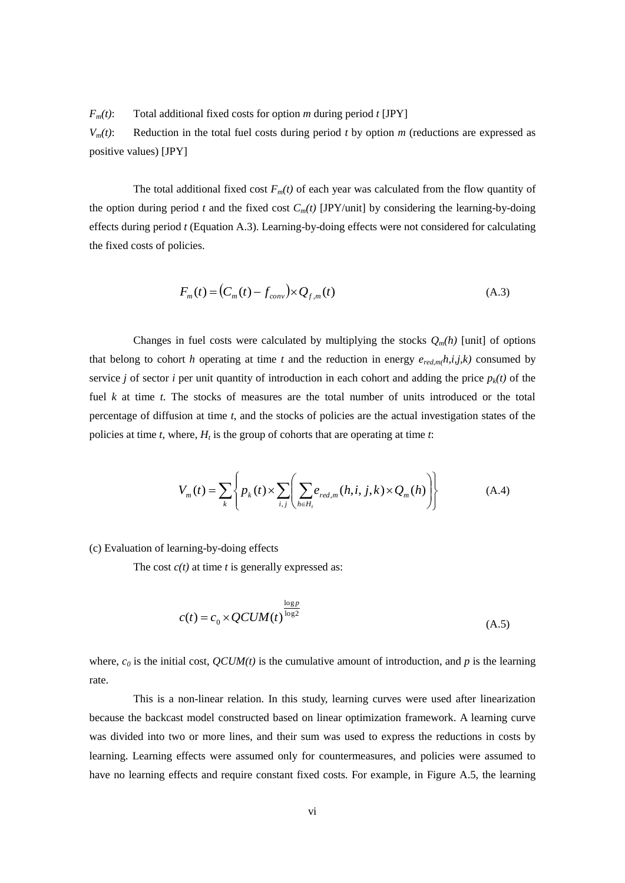$F_m(t)$: Total additional fixed costs for option $m$ during period $t$ [JPY]

$V_m(t)$: Reduction in the total fuel costs during period $t$ by option $m$ (reductions are expressed as positive values) [JPY]

The total additional fixed cost $F_m(t)$ of each year was calculated from the flow quantity of the option during period $t$ and the fixed cost $C_m(t)$ [JPY/unit] by considering the learning-by-doing effects during period $t$ (Equation A.3). Learning-by-doing effects were not considered for calculating the fixed costs of policies.

$$F_m(t) = \left(C_m(t) - f_{conv}\right) \times Q_{f,m}(t) \tag{A.3}$$

Changes in fuel costs were calculated by multiplying the stocks $Q_m(h)$ [unit] of options that belong to cohort $h$ operating at time $t$ and the reduction in energy $e_{red,m}(h,i,j,k)$ consumed by service $j$ of sector $i$ per unit quantity of introduction in each cohort and adding the price $p_k(t)$ of the fuel $k$ at time $t$. The stocks of measures are the total number of units introduced or the total percentage of diffusion at time $t$, and the stocks of policies are the actual investigation states of the policies at time $t$, where, $H_t$ is the group of cohorts that are operating at time $t$:

$$V_m(t) = \sum_k \left\{ p_k(t) \times \sum_{i,j} \left( \sum_{h \in H_t} e_{red,m}(h,i,j,k) \times Q_m(h) \right) \right\} \tag{A.4}$$

(c) Evaluation of learning-by-doing effects

The cost $c(t)$ at time $t$ is generally expressed as:

$$c(t) = c_0 \times QCUM(t)^{\frac{\log p}{\log 2}} \tag{A.5}$$

where, $c_0$ is the initial cost, $QCUM(t)$ is the cumulative amount of introduction, and $p$ is the learning rate.

This is a non-linear relation. In this study, learning curves were used after linearization because the backcast model constructed based on linear optimization framework. A learning curve was divided into two or more lines, and their sum was used to express the reductions in costs by learning. Learning effects were assumed only for countermeasures, and policies were assumed to have no learning effects and require constant fixed costs. For example, in Figure A.5, the learning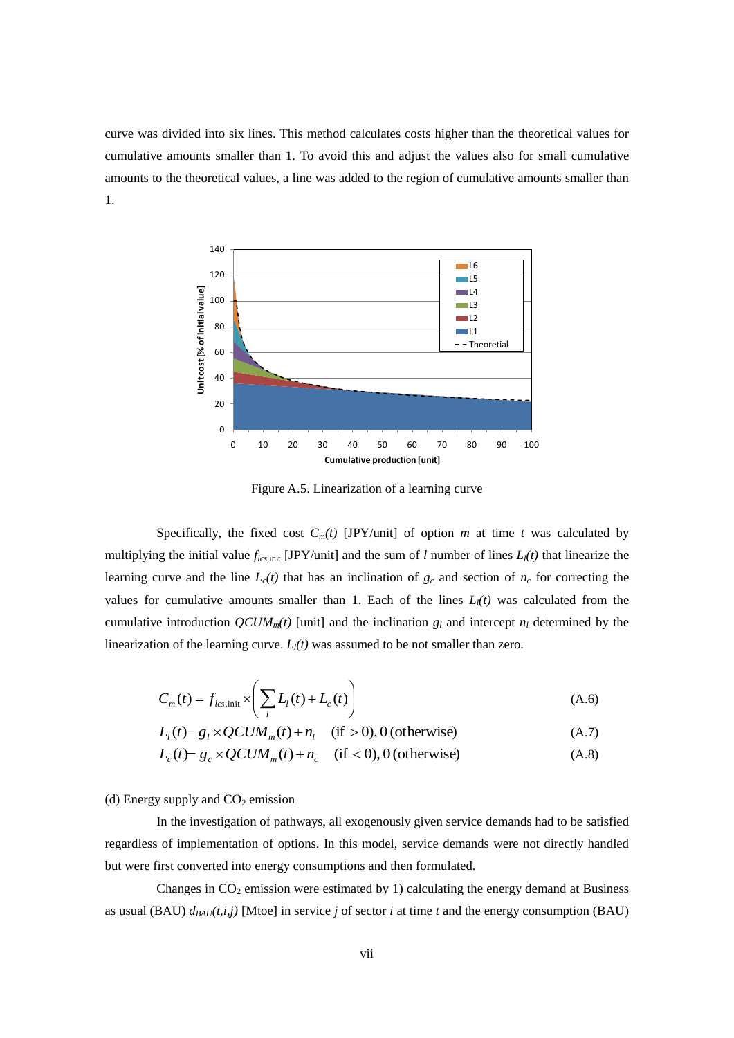curve was divided into six lines. This method calculates costs higher than the theoretical values for cumulative amounts smaller than 1. To avoid this and adjust the values also for small cumulative amounts to the theoretical values, a line was added to the region of cumulative amounts smaller than 1.

Figure A.5. Linearization of a learning curve

Specifically, the fixed cost $C_m(t)$ [JPY/unit] of option $m$ at time $t$ was calculated by multiplying the initial value $f_{lcs,\mathrm{init}}$ [JPY/unit] and the sum of $l$ number of lines $L_l(t)$ that linearize the learning curve and the line $L_c(t)$ that has an inclination of $g_c$ and section of $n_c$ for correcting the values for cumulative amounts smaller than 1. Each of the lines $L_l(t)$ was calculated from the cumulative introduction $QCUM_m(t)$ [unit] and the inclination $g_l$ and intercept $n_l$ determined by the linearization of the learning curve. $L_l(t)$ was assumed to be not smaller than zero.

$$C_m(t) = f_{lcs,\mathrm{init}} \times \left( \sum_l L_l(t) + L_c(t) \right) \tag{A.6}$$

$$L_l(t) = g_l \times QCUM_m(t) + n_l \quad (\text{if} > 0), 0\,(\text{otherwise}) \tag{A.7}$$

$$L_c(t) = g_c \times QCUM_m(t) + n_c \quad (\text{if} < 0), 0\,(\text{otherwise}) \tag{A.8}$$

(d) Energy supply and $CO_2$ emission

In the investigation of pathways, all exogenously given service demands had to be satisfied regardless of implementation of options. In this model, service demands were not directly handled but were first converted into energy consumptions and then formulated.

Changes in $CO_2$ emission were estimated by 1) calculating the energy demand at Business as usual (BAU) $d_{BAU}(t,i,j)$ [Mtoe] in service $j$ of sector $i$ at time $t$ and the energy consumption (BAU)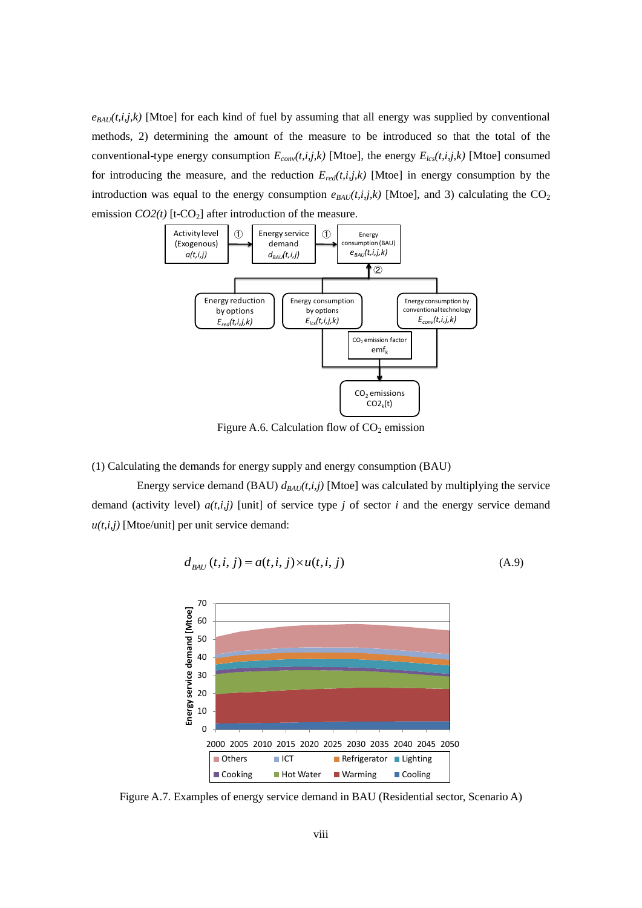$e_{BAU}(t,i,j,k)$ [Mtoe] for each kind of fuel by assuming that all energy was supplied by conventional methods, 2) determining the amount of the measure to be introduced so that the total of the conventional-type energy consumption $E_{conv}(t,i,j,k)$ [Mtoe], the energy $E_{lcs}(t,i,j,k)$ [Mtoe] consumed for introducing the measure, and the reduction $E_{red}(t,i,j,k)$ [Mtoe] in energy consumption by the introduction was equal to the energy consumption $e_{BAU}(t,i,j,k)$ [Mtoe], and 3) calculating the $CO_2$ emission $CO2(t)$ [t-$CO_2$] after introduction of the measure.

Figure A.6. Calculation flow of $CO_2$ emission

(1) Calculating the demands for energy supply and energy consumption (BAU)

Energy service demand (BAU) $d_{BAU}(t,i,j)$ [Mtoe] was calculated by multiplying the service demand (activity level) $a(t,i,j)$ [unit] of service type $j$ of sector $i$ and the energy service demand $u(t,i,j)$ [Mtoe/unit] per unit service demand:

$$d_{BAU}(t,i,j) = a(t,i,j) \times u(t,i,j) \tag{A.9}$$

Figure A.7. Examples of energy service demand in BAU (Residential sector, Scenario A)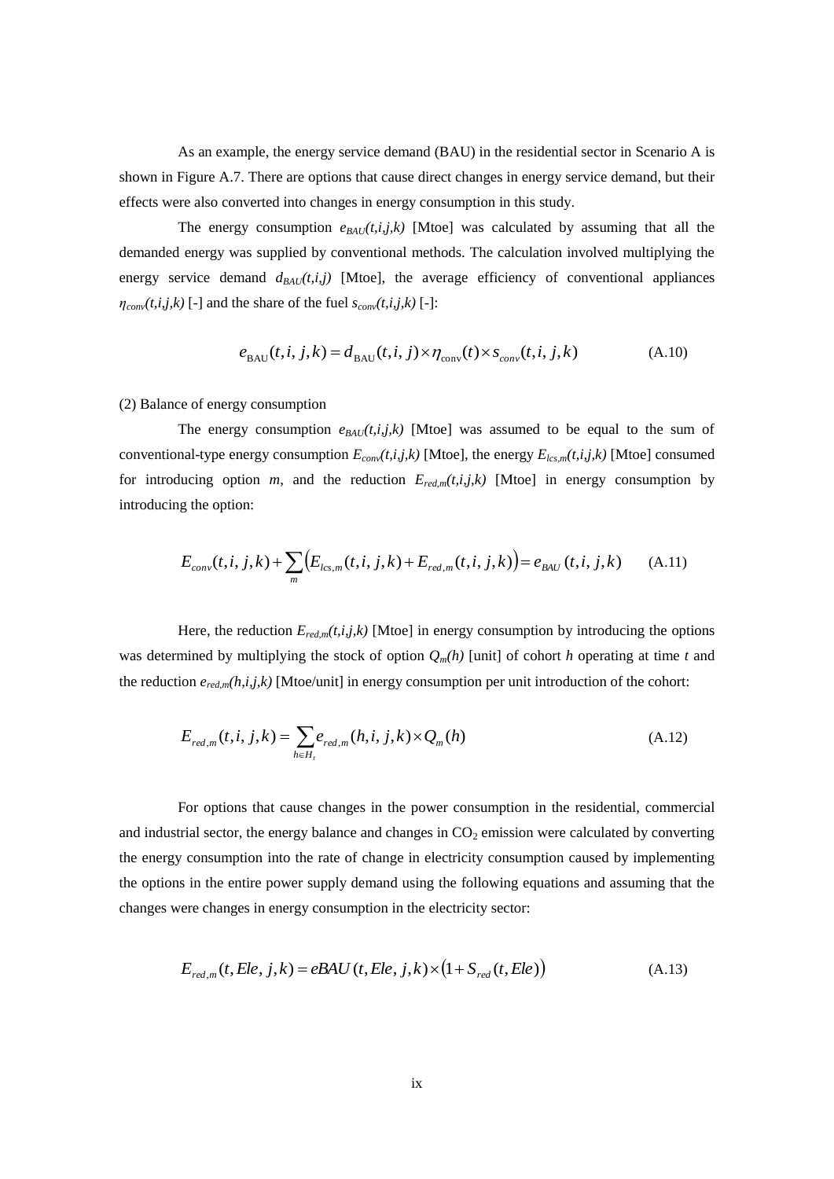As an example, the energy service demand (BAU) in the residential sector in Scenario A is shown in Figure A.7. There are options that cause direct changes in energy service demand, but their effects were also converted into changes in energy consumption in this study.

The energy consumption $e_{BAU}(t,i,j,k)$ [Mtoe] was calculated by assuming that all the demanded energy was supplied by conventional methods. The calculation involved multiplying the energy service demand $d_{BAU}(t,i,j)$ [Mtoe], the average efficiency of conventional appliances $\eta_{conv}(t,i,j,k)$ [-] and the share of the fuel $s_{conv}(t,i,j,k)$ [-]:

$$e_{\mathrm{BAU}}(t,i,j,k) = d_{\mathrm{BAU}}(t,i,j) \times \eta_{\mathrm{conv}}(t) \times s_{conv}(t,i,j,k) \qquad \text{(A.10)}$$

(2) Balance of energy consumption

The energy consumption $e_{BAU}(t,i,j,k)$ [Mtoe] was assumed to be equal to the sum of conventional-type energy consumption $E_{conv}(t,i,j,k)$ [Mtoe], the energy $E_{lcs,m}(t,i,j,k)$ [Mtoe] consumed for introducing option $m$, and the reduction $E_{red,m}(t,i,j,k)$ [Mtoe] in energy consumption by introducing the option:

$$E_{conv}(t,i,j,k) + \sum_{m} \left( E_{lcs,m}(t,i,j,k) + E_{red,m}(t,i,j,k) \right) = e_{BAU}(t,i,j,k) \qquad \text{(A.11)}$$

Here, the reduction $E_{red,m}(t,i,j,k)$ [Mtoe] in energy consumption by introducing the options was determined by multiplying the stock of option $Q_m(h)$ [unit] of cohort $h$ operating at time $t$ and the reduction $e_{red,m}(h,i,j,k)$ [Mtoe/unit] in energy consumption per unit introduction of the cohort:

$$E_{red,m}(t,i,j,k) = \sum_{h \in H_t} e_{red,m}(h,i,j,k) \times Q_m(h) \qquad \text{(A.12)}$$

For options that cause changes in the power consumption in the residential, commercial and industrial sector, the energy balance and changes in $CO_2$ emission were calculated by converting the energy consumption into the rate of change in electricity consumption caused by implementing the options in the entire power supply demand using the following equations and assuming that the changes were changes in energy consumption in the electricity sector:

$$E_{red,m}(t,Ele,j,k) = eBAU(t,Ele,j,k) \times \left(1 + S_{red}(t,Ele)\right) \qquad \text{(A.13)}$$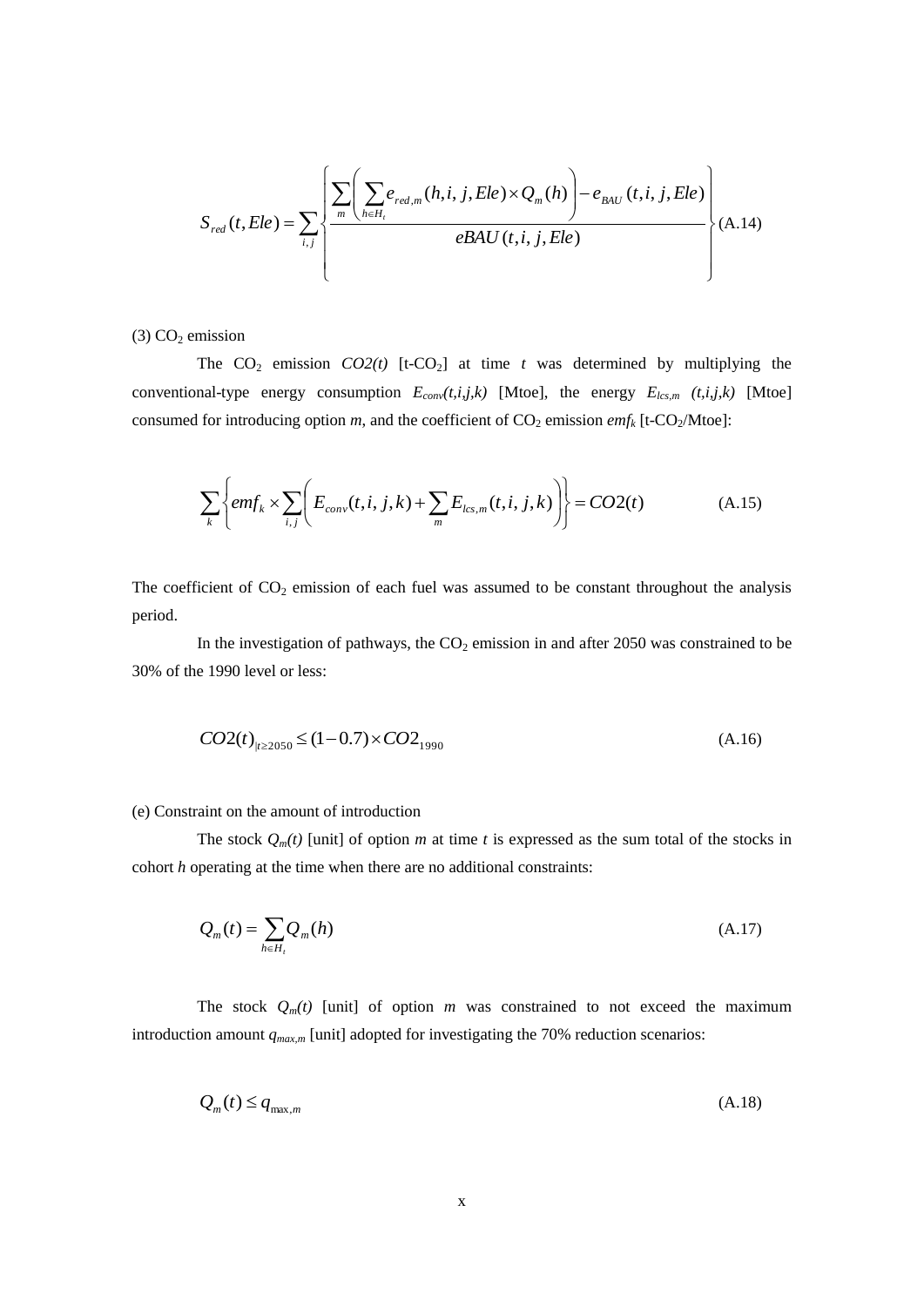$$S_{red}(t, Ele) = \sum_{i,j} \left\{ \frac{\sum_{m} \left( \sum_{h \in H_t} e_{red,m}(h,i,j,Ele) \times Q_m(h) \right) - e_{BAU}(t,i,j,Ele)}{eBAU(t,i,j,Ele)} \right\} \quad \text{(A.14)}$$

(3) $CO_2$ emission

The $CO_2$ emission $CO2(t)$ [t-$CO_2$] at time $t$ was determined by multiplying the conventional-type energy consumption $E_{conv}(t,i,j,k)$ [Mtoe], the energy $E_{lcs,m}(t,i,j,k)$ [Mtoe] consumed for introducing option $m$, and the coefficient of $CO_2$ emission $emf_k$ [t-$CO_2$/Mtoe]:

$$\sum_{k} \left\{ emf_k \times \sum_{i,j} \left( E_{conv}(t,i,j,k) + \sum_{m} E_{lcs,m}(t,i,j,k) \right) \right\} = CO2(t) \quad \text{(A.15)}$$

The coefficient of $CO_2$ emission of each fuel was assumed to be constant throughout the analysis period.

In the investigation of pathways, the $CO_2$ emission in and after 2050 was constrained to be 30% of the 1990 level or less:

$$CO2(t)_{|t \geq 2050} \leq (1 - 0.7) \times CO2_{1990} \quad \text{(A.16)}$$

(e) Constraint on the amount of introduction

The stock $Q_m(t)$ [unit] of option $m$ at time $t$ is expressed as the sum total of the stocks in cohort $h$ operating at the time when there are no additional constraints:

$$Q_m(t) = \sum_{h \in H_t} Q_m(h) \quad \text{(A.17)}$$

The stock $Q_m(t)$ [unit] of option $m$ was constrained to not exceed the maximum introduction amount $q_{max,m}$ [unit] adopted for investigating the 70% reduction scenarios:

$$Q_m(t) \leq q_{\max,m} \quad \text{(A.18)}$$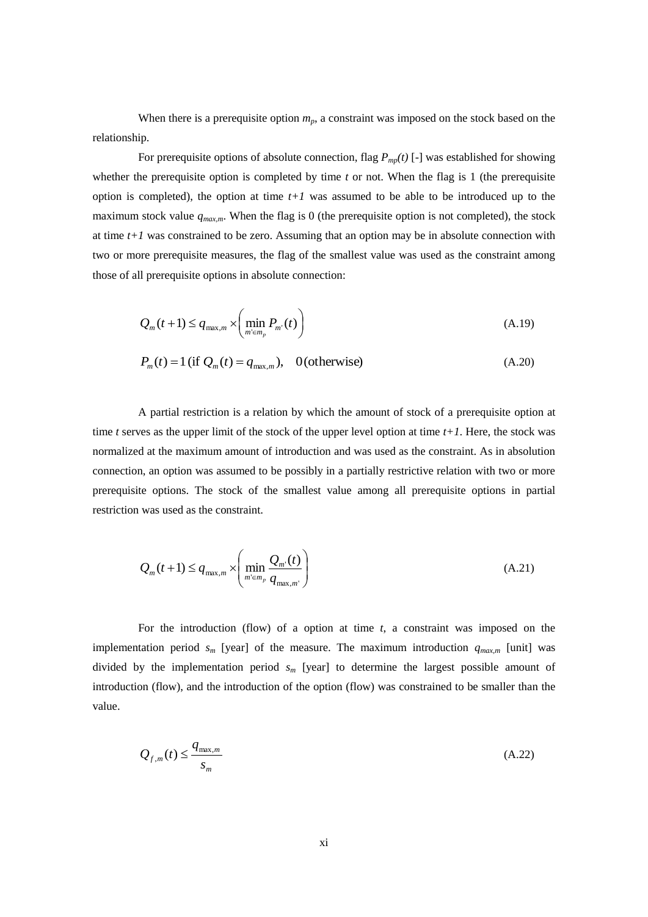When there is a prerequisite option $m_p$, a constraint was imposed on the stock based on the relationship.

For prerequisite options of absolute connection, flag $P_{mp}(t)$ [-] was established for showing whether the prerequisite option is completed by time $t$ or not. When the flag is 1 (the prerequisite option is completed), the option at time $t+1$ was assumed to be able to be introduced up to the maximum stock value $q_{max,m}$. When the flag is 0 (the prerequisite option is not completed), the stock at time $t+1$ was constrained to be zero. Assuming that an option may be in absolute connection with two or more prerequisite measures, the flag of the smallest value was used as the constraint among those of all prerequisite options in absolute connection:

$$Q_m(t+1) \le q_{\max,m} \times \left( \min_{m' \in m_p} P_{m'}(t) \right) \tag{A.19}$$

$$P_m(t) = 1 \, (\text{if } Q_m(t) = q_{\max,m}), \quad 0 \, (\text{otherwise}) \tag{A.20}$$

A partial restriction is a relation by which the amount of stock of a prerequisite option at time $t$ serves as the upper limit of the stock of the upper level option at time $t+1$. Here, the stock was normalized at the maximum amount of introduction and was used as the constraint. As in absolution connection, an option was assumed to be possibly in a partially restrictive relation with two or more prerequisite options. The stock of the smallest value among all prerequisite options in partial restriction was used as the constraint.

$$Q_m(t+1) \le q_{\max,m} \times \left( \min_{m' \in m_p} \frac{Q_{m'}(t)}{q_{\max,m'}} \right) \tag{A.21}$$

For the introduction (flow) of a option at time $t$, a constraint was imposed on the implementation period $s_m$ [year] of the measure. The maximum introduction $q_{max,m}$ [unit] was divided by the implementation period $s_m$ [year] to determine the largest possible amount of introduction (flow), and the introduction of the option (flow) was constrained to be smaller than the value.

$$Q_{f,m}(t) \le \frac{q_{\max,m}}{s_m} \tag{A.22}$$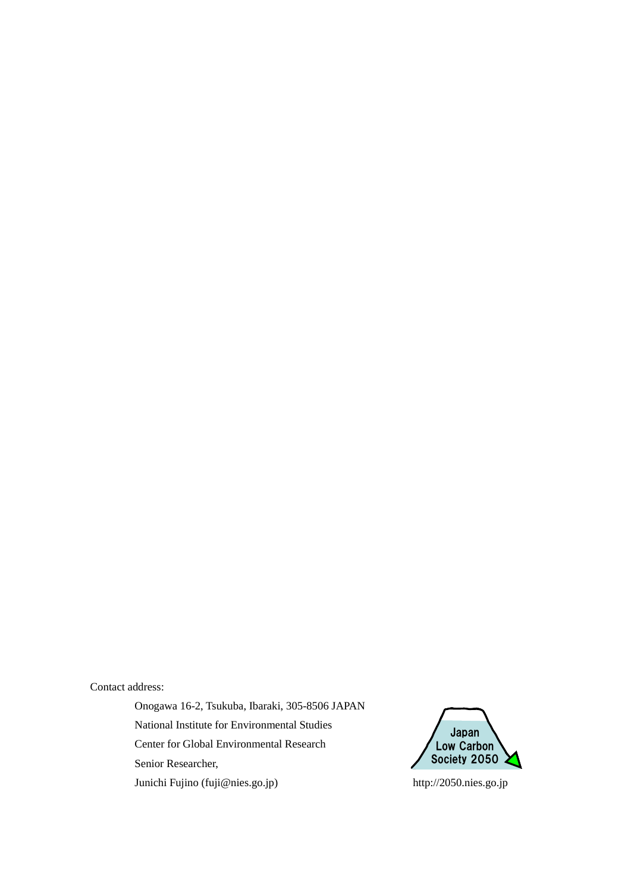Contact address:

Onogawa 16-2, Tsukuba, Ibaraki, 305-8506 JAPAN

National Institute for Environmental Studies

Center for Global Environmental Research

Senior Researcher,

Junichi Fujino (fuji@nies.go.jp)

Japan
Low Carbon
Society 2050

http://2050.nies.go.jp